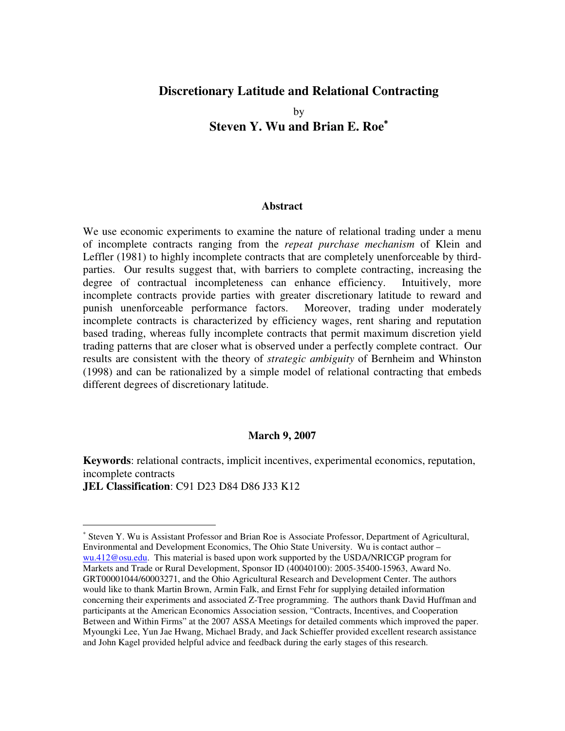# Discretionary Latitude and Relational Contracting

by

**Steven Y. Wu and Brian E. Roe[*]**

## Abstract

We use economic experiments to examine the nature of relational trading under a menu of incomplete contracts ranging from the *repeat purchase mechanism* of Klein and Leffler (1981) to highly incomplete contracts that are completely unenforceable by third-parties. Our results suggest that, with barriers to complete contracting, increasing the degree of contractual incompleteness can enhance efficiency. Intuitively, more incomplete contracts provide parties with greater discretionary latitude to reward and punish unenforceable performance factors. Moreover, trading under moderately incomplete contracts is characterized by efficiency wages, rent sharing and reputation based trading, whereas fully incomplete contracts that permit maximum discretion yield trading patterns that are closer what is observed under a perfectly complete contract. Our results are consistent with the theory of *strategic ambiguity* of Bernheim and Whinston (1998) and can be rationalized by a simple model of relational contracting that embeds different degrees of discretionary latitude.

**March 9, 2007**

**Keywords**: relational contracts, implicit incentives, experimental economics, reputation, incomplete contracts

**JEL Classification**: C91 D23 D84 D86 J33 K12

---

[*] Steven Y. Wu is Assistant Professor and Brian Roe is Associate Professor, Department of Agricultural, Environmental and Development Economics, The Ohio State University. Wu is contact author – wu.412@osu.edu. This material is based upon work supported by the USDA/NRICGP program for Markets and Trade or Rural Development, Sponsor ID (40040100): 2005-35400-15963, Award No. GRT00001044/60003271, and the Ohio Agricultural Research and Development Center. The authors would like to thank Martin Brown, Armin Falk, and Ernst Fehr for supplying detailed information concerning their experiments and associated Z-Tree programming. The authors thank David Huffman and participants at the American Economics Association session, "Contracts, Incentives, and Cooperation Between and Within Firms" at the 2007 ASSA Meetings for detailed comments which improved the paper. Myoungki Lee, Yun Jae Hwang, Michael Brady, and Jack Schieffer provided excellent research assistance and John Kagel provided helpful advice and feedback during the early stages of this research.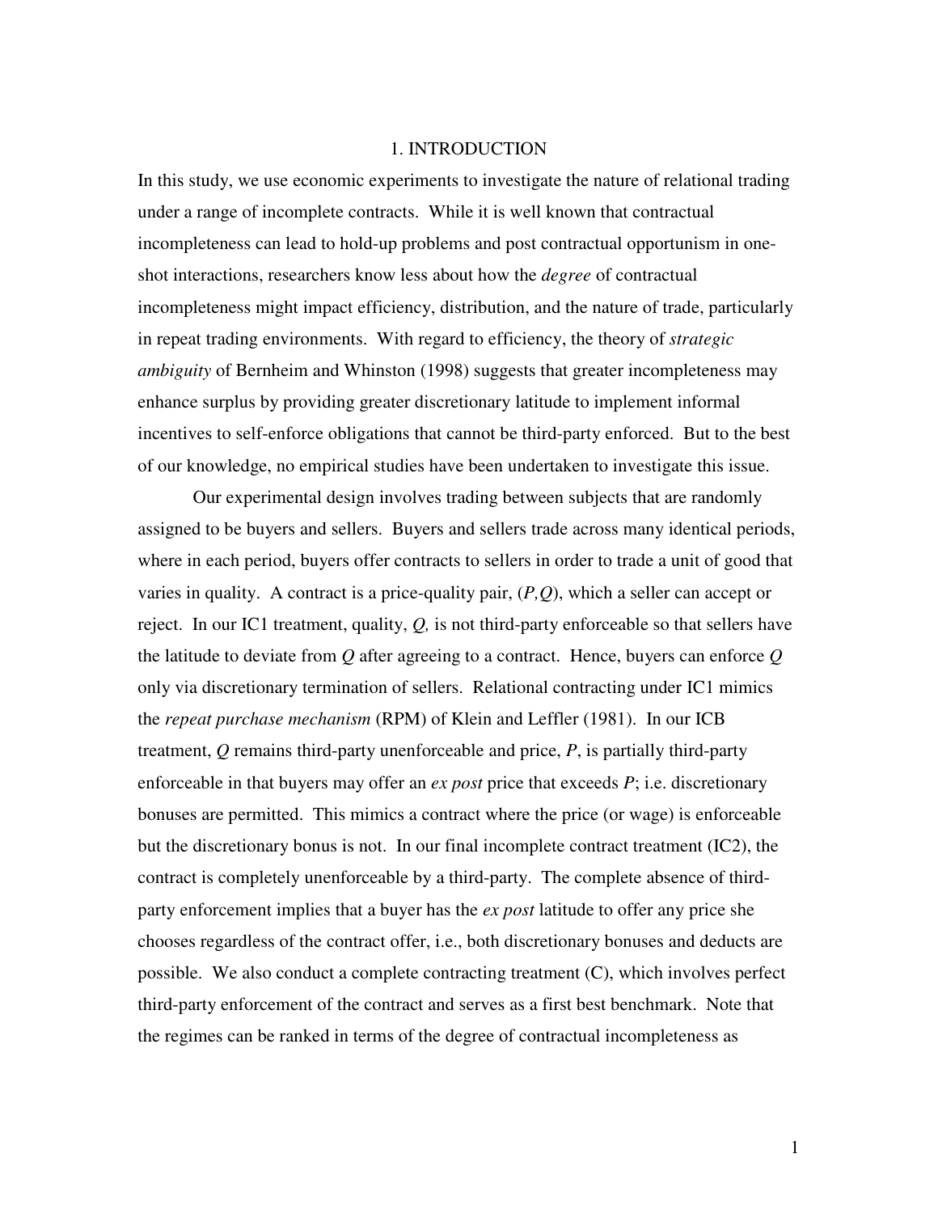# 1. INTRODUCTION

In this study, we use economic experiments to investigate the nature of relational trading under a range of incomplete contracts. While it is well known that contractual incompleteness can lead to hold-up problems and post contractual opportunism in one-shot interactions, researchers know less about how the *degree* of contractual incompleteness might impact efficiency, distribution, and the nature of trade, particularly in repeat trading environments. With regard to efficiency, the theory of *strategic ambiguity* of Bernheim and Whinston (1998) suggests that greater incompleteness may enhance surplus by providing greater discretionary latitude to implement informal incentives to self-enforce obligations that cannot be third-party enforced. But to the best of our knowledge, no empirical studies have been undertaken to investigate this issue.

Our experimental design involves trading between subjects that are randomly assigned to be buyers and sellers. Buyers and sellers trade across many identical periods, where in each period, buyers offer contracts to sellers in order to trade a unit of good that varies in quality. A contract is a price-quality pair, $(P,Q)$, which a seller can accept or reject. In our IC1 treatment, quality, $Q$, is not third-party enforceable so that sellers have the latitude to deviate from $Q$ after agreeing to a contract. Hence, buyers can enforce $Q$ only via discretionary termination of sellers. Relational contracting under IC1 mimics the *repeat purchase mechanism* (RPM) of Klein and Leffler (1981). In our ICB treatment, $Q$ remains third-party unenforceable and price, $P$, is partially third-party enforceable in that buyers may offer an *ex post* price that exceeds $P$; i.e. discretionary bonuses are permitted. This mimics a contract where the price (or wage) is enforceable but the discretionary bonus is not. In our final incomplete contract treatment (IC2), the contract is completely unenforceable by a third-party. The complete absence of third-party enforcement implies that a buyer has the *ex post* latitude to offer any price she chooses regardless of the contract offer, i.e., both discretionary bonuses and deducts are possible. We also conduct a complete contracting treatment (C), which involves perfect third-party enforcement of the contract and serves as a first best benchmark. Note that the regimes can be ranked in terms of the degree of contractual incompleteness as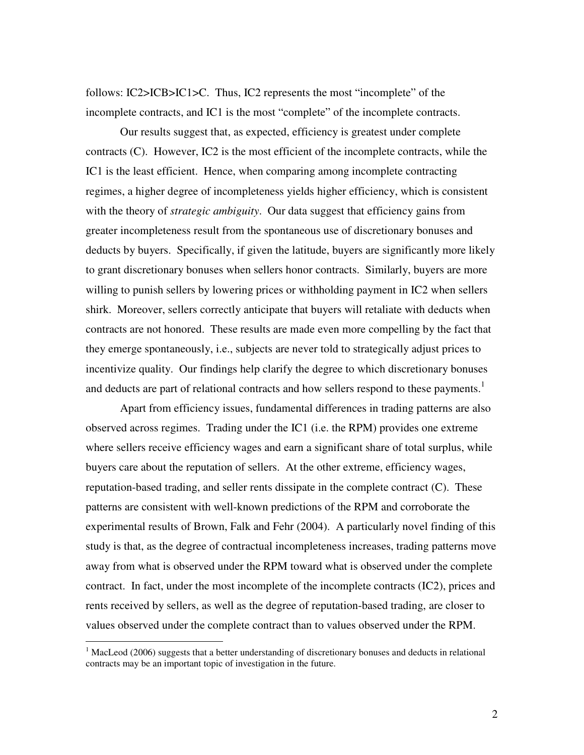follows: IC2>ICB>IC1>C. Thus, IC2 represents the most "incomplete" of the incomplete contracts, and IC1 is the most "complete" of the incomplete contracts.

Our results suggest that, as expected, efficiency is greatest under complete contracts (C). However, IC2 is the most efficient of the incomplete contracts, while the IC1 is the least efficient. Hence, when comparing among incomplete contracting regimes, a higher degree of incompleteness yields higher efficiency, which is consistent with the theory of *strategic ambiguity*. Our data suggest that efficiency gains from greater incompleteness result from the spontaneous use of discretionary bonuses and deducts by buyers. Specifically, if given the latitude, buyers are significantly more likely to grant discretionary bonuses when sellers honor contracts. Similarly, buyers are more willing to punish sellers by lowering prices or withholding payment in IC2 when sellers shirk. Moreover, sellers correctly anticipate that buyers will retaliate with deducts when contracts are not honored. These results are made even more compelling by the fact that they emerge spontaneously, i.e., subjects are never told to strategically adjust prices to incentivize quality. Our findings help clarify the degree to which discretionary bonuses and deducts are part of relational contracts and how sellers respond to these payments.[1]

Apart from efficiency issues, fundamental differences in trading patterns are also observed across regimes. Trading under the IC1 (i.e. the RPM) provides one extreme where sellers receive efficiency wages and earn a significant share of total surplus, while buyers care about the reputation of sellers. At the other extreme, efficiency wages, reputation-based trading, and seller rents dissipate in the complete contract (C). These patterns are consistent with well-known predictions of the RPM and corroborate the experimental results of Brown, Falk and Fehr (2004). A particularly novel finding of this study is that, as the degree of contractual incompleteness increases, trading patterns move away from what is observed under the RPM toward what is observed under the complete contract. In fact, under the most incomplete of the incomplete contracts (IC2), prices and rents received by sellers, as well as the degree of reputation-based trading, are closer to values observed under the complete contract than to values observed under the RPM.

[1] MacLeod (2006) suggests that a better understanding of discretionary bonuses and deducts in relational contracts may be an important topic of investigation in the future.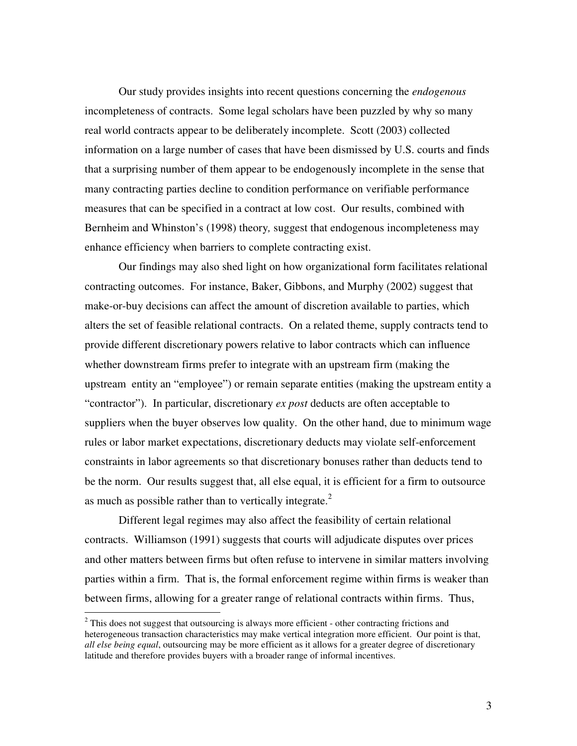Our study provides insights into recent questions concerning the *endogenous* incompleteness of contracts. Some legal scholars have been puzzled by why so many real world contracts appear to be deliberately incomplete. Scott (2003) collected information on a large number of cases that have been dismissed by U.S. courts and finds that a surprising number of them appear to be endogenously incomplete in the sense that many contracting parties decline to condition performance on verifiable performance measures that can be specified in a contract at low cost. Our results, combined with Bernheim and Whinston's (1998) theory, suggest that endogenous incompleteness may enhance efficiency when barriers to complete contracting exist.

Our findings may also shed light on how organizational form facilitates relational contracting outcomes. For instance, Baker, Gibbons, and Murphy (2002) suggest that make-or-buy decisions can affect the amount of discretion available to parties, which alters the set of feasible relational contracts. On a related theme, supply contracts tend to provide different discretionary powers relative to labor contracts which can influence whether downstream firms prefer to integrate with an upstream firm (making the upstream entity an "employee") or remain separate entities (making the upstream entity a "contractor"). In particular, discretionary *ex post* deducts are often acceptable to suppliers when the buyer observes low quality. On the other hand, due to minimum wage rules or labor market expectations, discretionary deducts may violate self-enforcement constraints in labor agreements so that discretionary bonuses rather than deducts tend to be the norm. Our results suggest that, all else equal, it is efficient for a firm to outsource as much as possible rather than to vertically integrate.[2]

Different legal regimes may also affect the feasibility of certain relational contracts. Williamson (1991) suggests that courts will adjudicate disputes over prices and other matters between firms but often refuse to intervene in similar matters involving parties within a firm. That is, the formal enforcement regime within firms is weaker than between firms, allowing for a greater range of relational contracts within firms. Thus,

[2] This does not suggest that outsourcing is always more efficient - other contracting frictions and heterogeneous transaction characteristics may make vertical integration more efficient. Our point is that, *all else being equal*, outsourcing may be more efficient as it allows for a greater degree of discretionary latitude and therefore provides buyers with a broader range of informal incentives.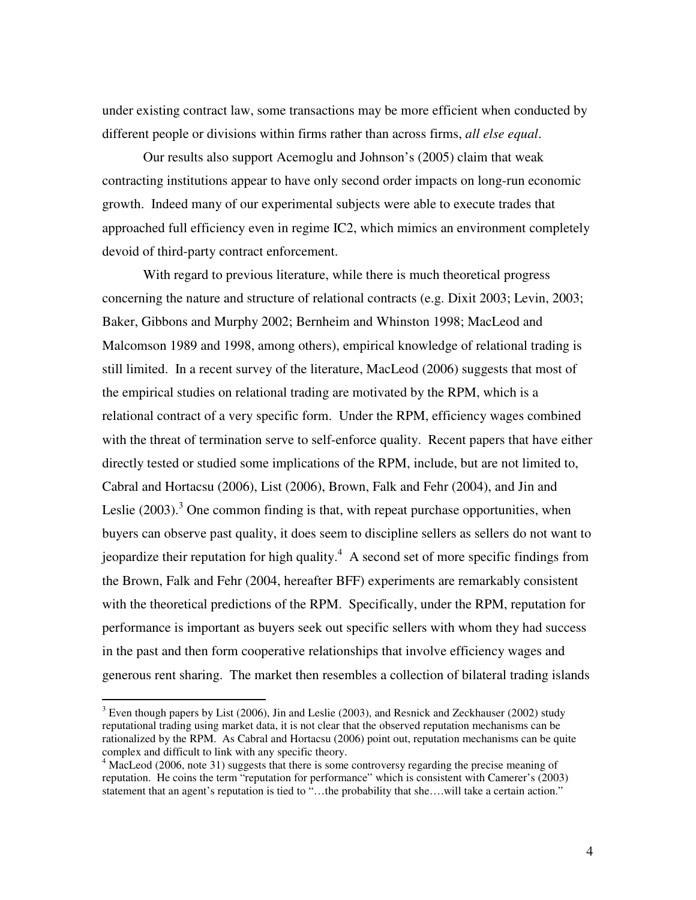under existing contract law, some transactions may be more efficient when conducted by different people or divisions within firms rather than across firms, *all else equal*.

Our results also support Acemoglu and Johnson's (2005) claim that weak contracting institutions appear to have only second order impacts on long-run economic growth. Indeed many of our experimental subjects were able to execute trades that approached full efficiency even in regime IC2, which mimics an environment completely devoid of third-party contract enforcement.

With regard to previous literature, while there is much theoretical progress concerning the nature and structure of relational contracts (e.g. Dixit 2003; Levin, 2003; Baker, Gibbons and Murphy 2002; Bernheim and Whinston 1998; MacLeod and Malcomson 1989 and 1998, among others), empirical knowledge of relational trading is still limited. In a recent survey of the literature, MacLeod (2006) suggests that most of the empirical studies on relational trading are motivated by the RPM, which is a relational contract of a very specific form. Under the RPM, efficiency wages combined with the threat of termination serve to self-enforce quality. Recent papers that have either directly tested or studied some implications of the RPM, include, but are not limited to, Cabral and Hortacsu (2006), List (2006), Brown, Falk and Fehr (2004), and Jin and Leslie (2003).[3] One common finding is that, with repeat purchase opportunities, when buyers can observe past quality, it does seem to discipline sellers as sellers do not want to jeopardize their reputation for high quality.[4] A second set of more specific findings from the Brown, Falk and Fehr (2004, hereafter BFF) experiments are remarkably consistent with the theoretical predictions of the RPM. Specifically, under the RPM, reputation for performance is important as buyers seek out specific sellers with whom they had success in the past and then form cooperative relationships that involve efficiency wages and generous rent sharing. The market then resembles a collection of bilateral trading islands

---

[3] Even though papers by List (2006), Jin and Leslie (2003), and Resnick and Zeckhauser (2002) study reputational trading using market data, it is not clear that the observed reputation mechanisms can be rationalized by the RPM. As Cabral and Hortacsu (2006) point out, reputation mechanisms can be quite complex and difficult to link with any specific theory.

[4] MacLeod (2006, note 31) suggests that there is some controversy regarding the precise meaning of reputation. He coins the term "reputation for performance" which is consistent with Camerer's (2003) statement that an agent's reputation is tied to "…the probability that she….will take a certain action."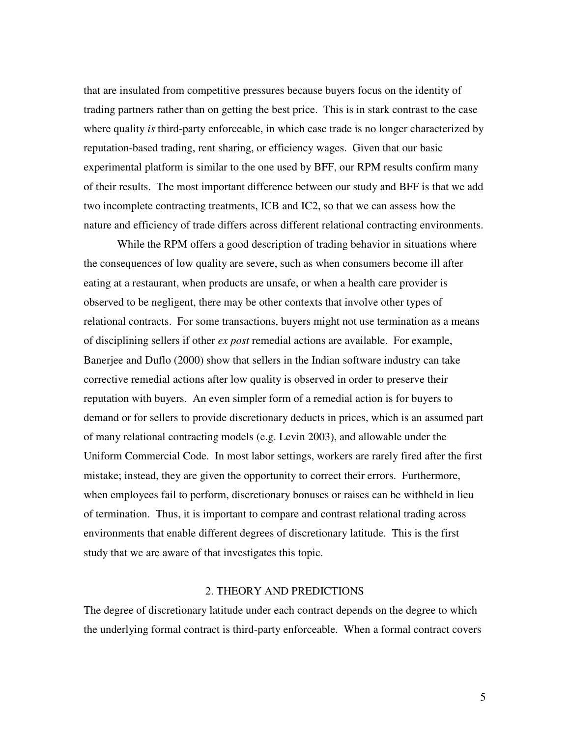that are insulated from competitive pressures because buyers focus on the identity of trading partners rather than on getting the best price. This is in stark contrast to the case where quality *is* third-party enforceable, in which case trade is no longer characterized by reputation-based trading, rent sharing, or efficiency wages. Given that our basic experimental platform is similar to the one used by BFF, our RPM results confirm many of their results. The most important difference between our study and BFF is that we add two incomplete contracting treatments, ICB and IC2, so that we can assess how the nature and efficiency of trade differs across different relational contracting environments.

While the RPM offers a good description of trading behavior in situations where the consequences of low quality are severe, such as when consumers become ill after eating at a restaurant, when products are unsafe, or when a health care provider is observed to be negligent, there may be other contexts that involve other types of relational contracts. For some transactions, buyers might not use termination as a means of disciplining sellers if other *ex post* remedial actions are available. For example, Banerjee and Duflo (2000) show that sellers in the Indian software industry can take corrective remedial actions after low quality is observed in order to preserve their reputation with buyers. An even simpler form of a remedial action is for buyers to demand or for sellers to provide discretionary deducts in prices, which is an assumed part of many relational contracting models (e.g. Levin 2003), and allowable under the Uniform Commercial Code. In most labor settings, workers are rarely fired after the first mistake; instead, they are given the opportunity to correct their errors. Furthermore, when employees fail to perform, discretionary bonuses or raises can be withheld in lieu of termination. Thus, it is important to compare and contrast relational trading across environments that enable different degrees of discretionary latitude. This is the first study that we are aware of that investigates this topic.

## 2. THEORY AND PREDICTIONS

The degree of discretionary latitude under each contract depends on the degree to which the underlying formal contract is third-party enforceable. When a formal contract covers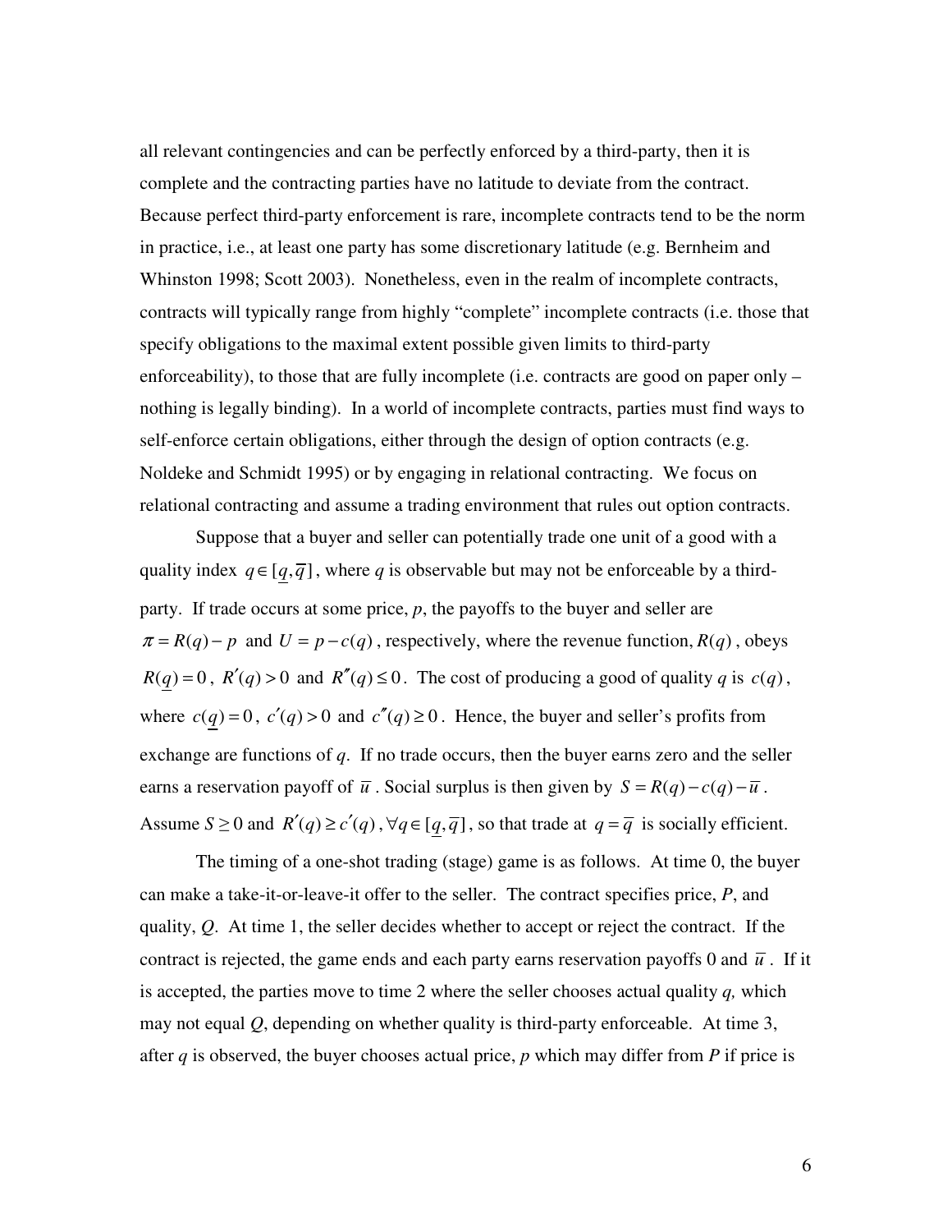all relevant contingencies and can be perfectly enforced by a third-party, then it is complete and the contracting parties have no latitude to deviate from the contract. Because perfect third-party enforcement is rare, incomplete contracts tend to be the norm in practice, i.e., at least one party has some discretionary latitude (e.g. Bernheim and Whinston 1998; Scott 2003). Nonetheless, even in the realm of incomplete contracts, contracts will typically range from highly "complete" incomplete contracts (i.e. those that specify obligations to the maximal extent possible given limits to third-party enforceability), to those that are fully incomplete (i.e. contracts are good on paper only – nothing is legally binding). In a world of incomplete contracts, parties must find ways to self-enforce certain obligations, either through the design of option contracts (e.g. Noldeke and Schmidt 1995) or by engaging in relational contracting. We focus on relational contracting and assume a trading environment that rules out option contracts.

Suppose that a buyer and seller can potentially trade one unit of a good with a quality index $q \in [\underline{q}, \overline{q}]$, where $q$ is observable but may not be enforceable by a third-party. If trade occurs at some price, $p$, the payoffs to the buyer and seller are $\pi = R(q) - p$ and $U = p - c(q)$, respectively, where the revenue function, $R(q)$, obeys $R(\underline{q}) = 0$, $R'(q) > 0$ and $R''(q) \leq 0$. The cost of producing a good of quality $q$ is $c(q)$, where $c(\underline{q}) = 0$, $c'(q) > 0$ and $c''(q) \geq 0$. Hence, the buyer and seller's profits from exchange are functions of $q$. If no trade occurs, then the buyer earns zero and the seller earns a reservation payoff of $\overline{u}$. Social surplus is then given by $S = R(q) - c(q) - \overline{u}$. Assume $S \geq 0$ and $R'(q) \geq c'(q)$, $\forall q \in [\underline{q}, \overline{q}]$, so that trade at $q = \overline{q}$ is socially efficient.

The timing of a one-shot trading (stage) game is as follows. At time 0, the buyer can make a take-it-or-leave-it offer to the seller. The contract specifies price, $P$, and quality, $Q$. At time 1, the seller decides whether to accept or reject the contract. If the contract is rejected, the game ends and each party earns reservation payoffs 0 and $\overline{u}$. If it is accepted, the parties move to time 2 where the seller chooses actual quality $q$, which may not equal $Q$, depending on whether quality is third-party enforceable. At time 3, after $q$ is observed, the buyer chooses actual price, $p$ which may differ from $P$ if price is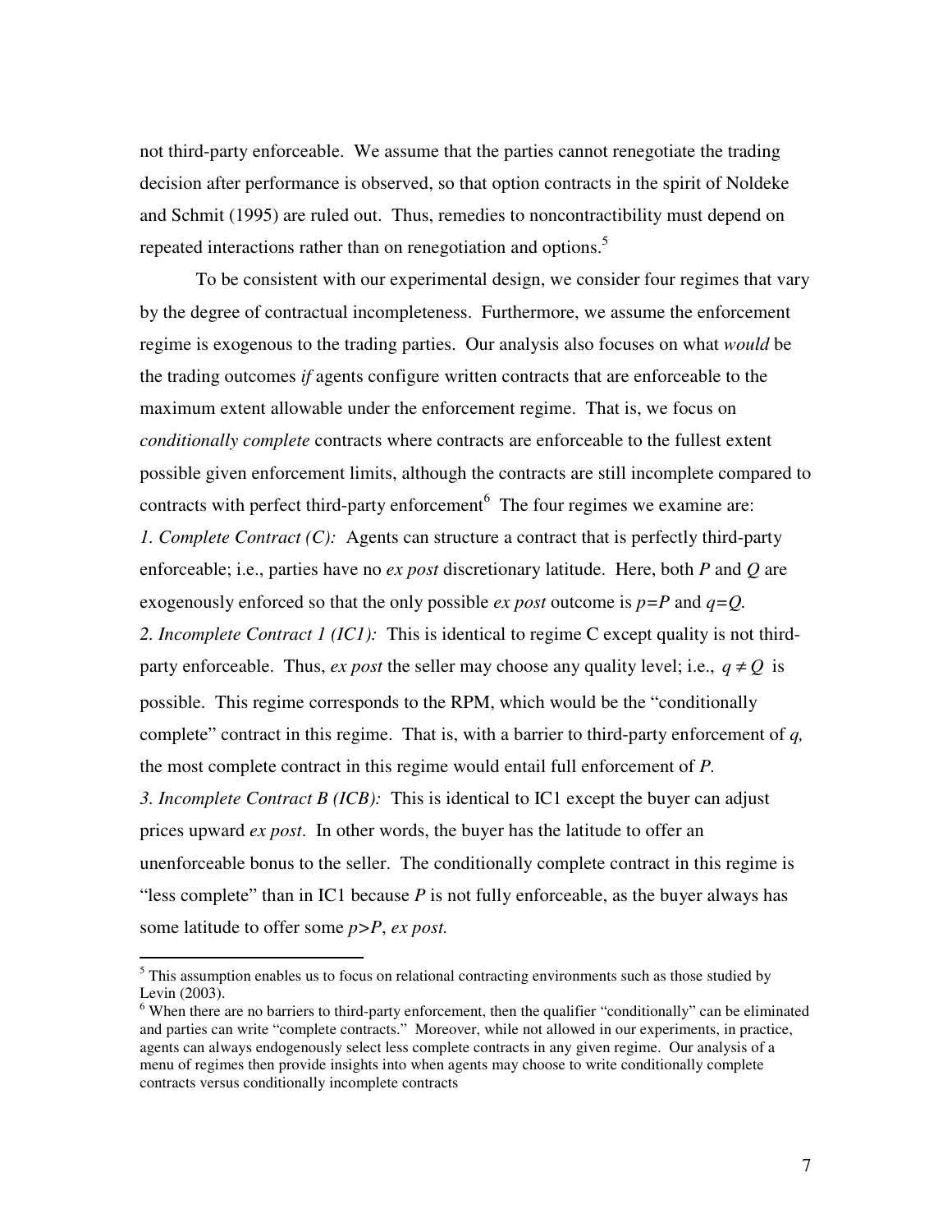not third-party enforceable. We assume that the parties cannot renegotiate the trading decision after performance is observed, so that option contracts in the spirit of Noldeke and Schmit (1995) are ruled out. Thus, remedies to noncontractibility must depend on repeated interactions rather than on renegotiation and options.[5]

To be consistent with our experimental design, we consider four regimes that vary by the degree of contractual incompleteness. Furthermore, we assume the enforcement regime is exogenous to the trading parties. Our analysis also focuses on what *would* be the trading outcomes *if* agents configure written contracts that are enforceable to the maximum extent allowable under the enforcement regime. That is, we focus on *conditionally complete* contracts where contracts are enforceable to the fullest extent possible given enforcement limits, although the contracts are still incomplete compared to contracts with perfect third-party enforcement[6] The four regimes we examine are:

*1. Complete Contract (C):* Agents can structure a contract that is perfectly third-party enforceable; i.e., parties have no *ex post* discretionary latitude. Here, both $P$ and $Q$ are exogenously enforced so that the only possible *ex post* outcome is $p=P$ and $q=Q$.

*2. Incomplete Contract 1 (IC1):* This is identical to regime C except quality is not third-party enforceable. Thus, *ex post* the seller may choose any quality level; i.e., $q \neq Q$ is possible. This regime corresponds to the RPM, which would be the "conditionally complete" contract in this regime. That is, with a barrier to third-party enforcement of $q$, the most complete contract in this regime would entail full enforcement of $P$.

*3. Incomplete Contract B (ICB):* This is identical to IC1 except the buyer can adjust prices upward *ex post*. In other words, the buyer has the latitude to offer an unenforceable bonus to the seller. The conditionally complete contract in this regime is "less complete" than in IC1 because $P$ is not fully enforceable, as the buyer always has some latitude to offer some $p>P$, *ex post.*

---

[5] This assumption enables us to focus on relational contracting environments such as those studied by Levin (2003).

[6] When there are no barriers to third-party enforcement, then the qualifier "conditionally" can be eliminated and parties can write "complete contracts." Moreover, while not allowed in our experiments, in practice, agents can always endogenously select less complete contracts in any given regime. Our analysis of a menu of regimes then provide insights into when agents may choose to write conditionally complete contracts versus conditionally incomplete contracts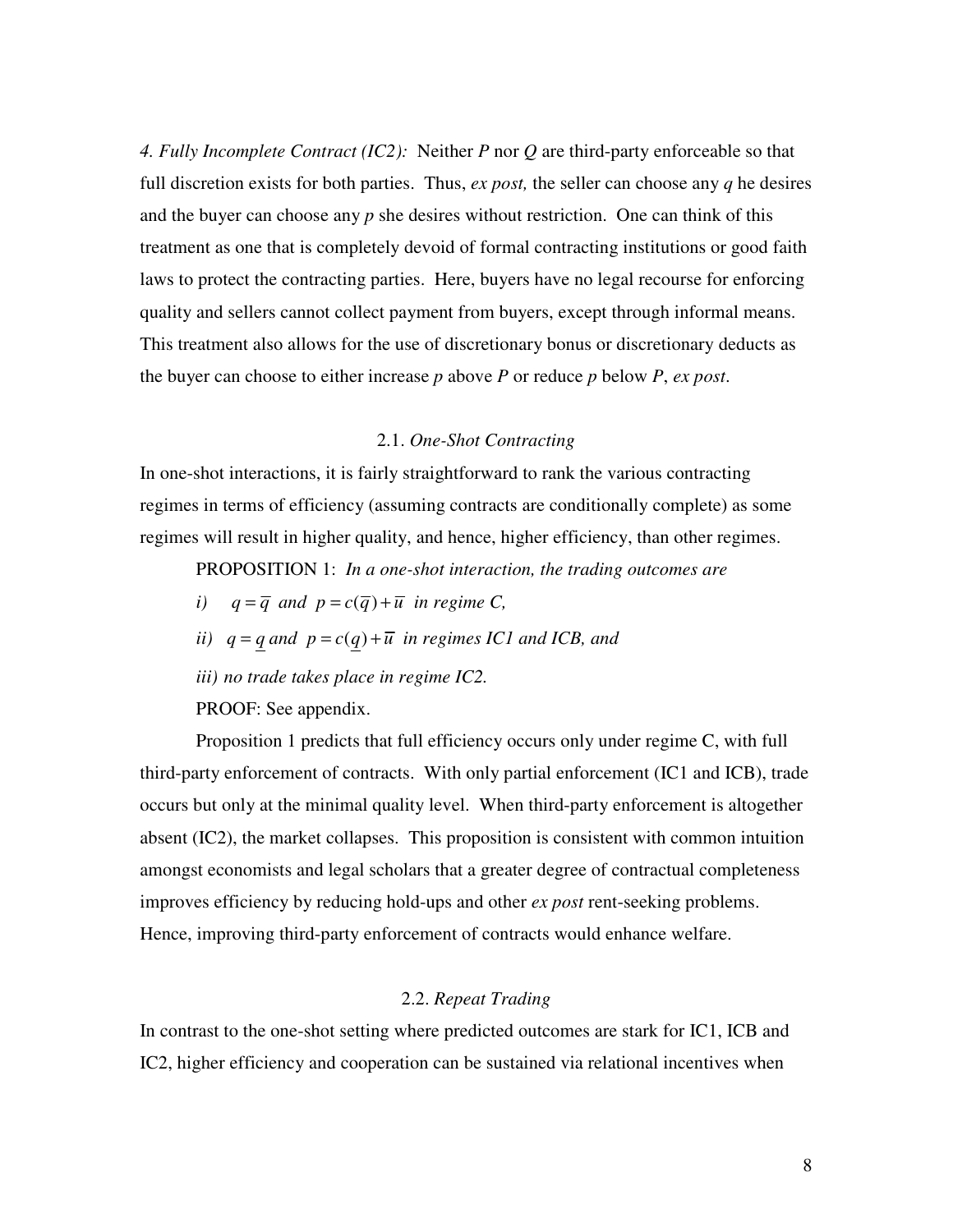*4. Fully Incomplete Contract (IC2):* Neither $P$ nor $Q$ are third-party enforceable so that full discretion exists for both parties. Thus, *ex post,* the seller can choose any $q$ he desires and the buyer can choose any $p$ she desires without restriction. One can think of this treatment as one that is completely devoid of formal contracting institutions or good faith laws to protect the contracting parties. Here, buyers have no legal recourse for enforcing quality and sellers cannot collect payment from buyers, except through informal means. This treatment also allows for the use of discretionary bonus or discretionary deducts as the buyer can choose to either increase $p$ above $P$ or reduce $p$ below $P$, *ex post*.

### 2.1. *One-Shot Contracting*

In one-shot interactions, it is fairly straightforward to rank the various contracting regimes in terms of efficiency (assuming contracts are conditionally complete) as some regimes will result in higher quality, and hence, higher efficiency, than other regimes.

PROPOSITION 1: *In a one-shot interaction, the trading outcomes are*

*i)* $q = \overline{q}$ *and* $p = c(\overline{q}) + \overline{u}$ *in regime C,*

*ii)* $q = \underline{q}$ *and* $p = c(\underline{q}) + \overline{u}$ *in regimes IC1 and ICB, and*

*iii) no trade takes place in regime IC2.*

PROOF: See appendix.

Proposition 1 predicts that full efficiency occurs only under regime C, with full third-party enforcement of contracts. With only partial enforcement (IC1 and ICB), trade occurs but only at the minimal quality level. When third-party enforcement is altogether absent (IC2), the market collapses. This proposition is consistent with common intuition amongst economists and legal scholars that a greater degree of contractual completeness improves efficiency by reducing hold-ups and other *ex post* rent-seeking problems. Hence, improving third-party enforcement of contracts would enhance welfare.

### 2.2. *Repeat Trading*

In contrast to the one-shot setting where predicted outcomes are stark for IC1, ICB and IC2, higher efficiency and cooperation can be sustained via relational incentives when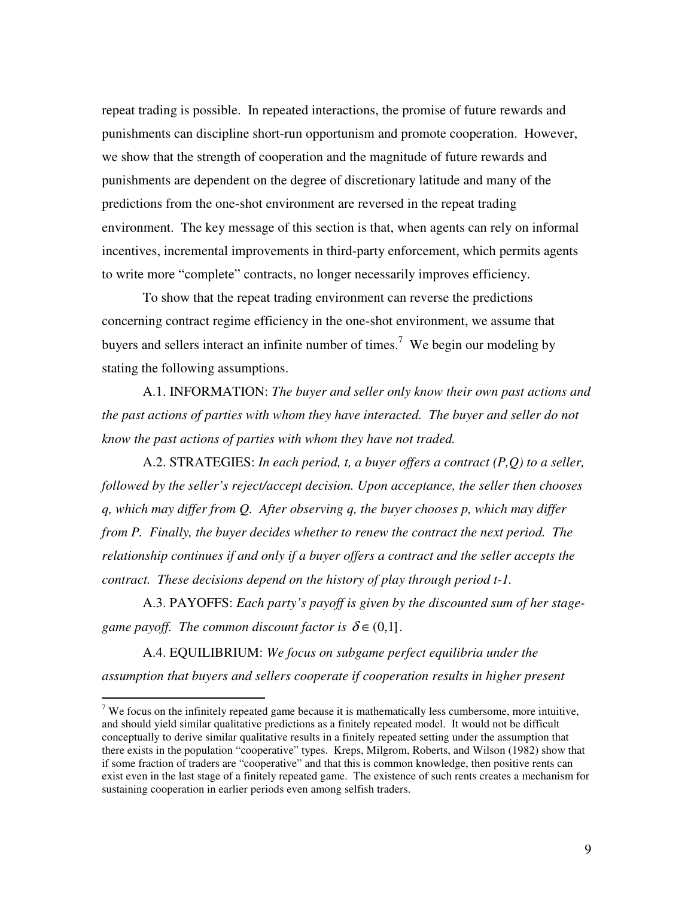repeat trading is possible. In repeated interactions, the promise of future rewards and punishments can discipline short-run opportunism and promote cooperation. However, we show that the strength of cooperation and the magnitude of future rewards and punishments are dependent on the degree of discretionary latitude and many of the predictions from the one-shot environment are reversed in the repeat trading environment. The key message of this section is that, when agents can rely on informal incentives, incremental improvements in third-party enforcement, which permits agents to write more "complete" contracts, no longer necessarily improves efficiency.

To show that the repeat trading environment can reverse the predictions concerning contract regime efficiency in the one-shot environment, we assume that buyers and sellers interact an infinite number of times.[7] We begin our modeling by stating the following assumptions.

A.1. INFORMATION: *The buyer and seller only know their own past actions and the past actions of parties with whom they have interacted. The buyer and seller do not know the past actions of parties with whom they have not traded.*

A.2. STRATEGIES: *In each period, t, a buyer offers a contract (P,Q) to a seller, followed by the seller's reject/accept decision. Upon acceptance, the seller then chooses q, which may differ from Q. After observing q, the buyer chooses p, which may differ from P. Finally, the buyer decides whether to renew the contract the next period. The relationship continues if and only if a buyer offers a contract and the seller accepts the contract. These decisions depend on the history of play through period t-1.*

A.3. PAYOFFS: *Each party's payoff is given by the discounted sum of her stage-game payoff. The common discount factor is* $\delta \in (0,1]$.

A.4. EQUILIBRIUM: *We focus on subgame perfect equilibria under the assumption that buyers and sellers cooperate if cooperation results in higher present*

[7] We focus on the infinitely repeated game because it is mathematically less cumbersome, more intuitive, and should yield similar qualitative predictions as a finitely repeated model. It would not be difficult conceptually to derive similar qualitative results in a finitely repeated setting under the assumption that there exists in the population "cooperative" types. Kreps, Milgrom, Roberts, and Wilson (1982) show that if some fraction of traders are "cooperative" and that this is common knowledge, then positive rents can exist even in the last stage of a finitely repeated game. The existence of such rents creates a mechanism for sustaining cooperation in earlier periods even among selfish traders.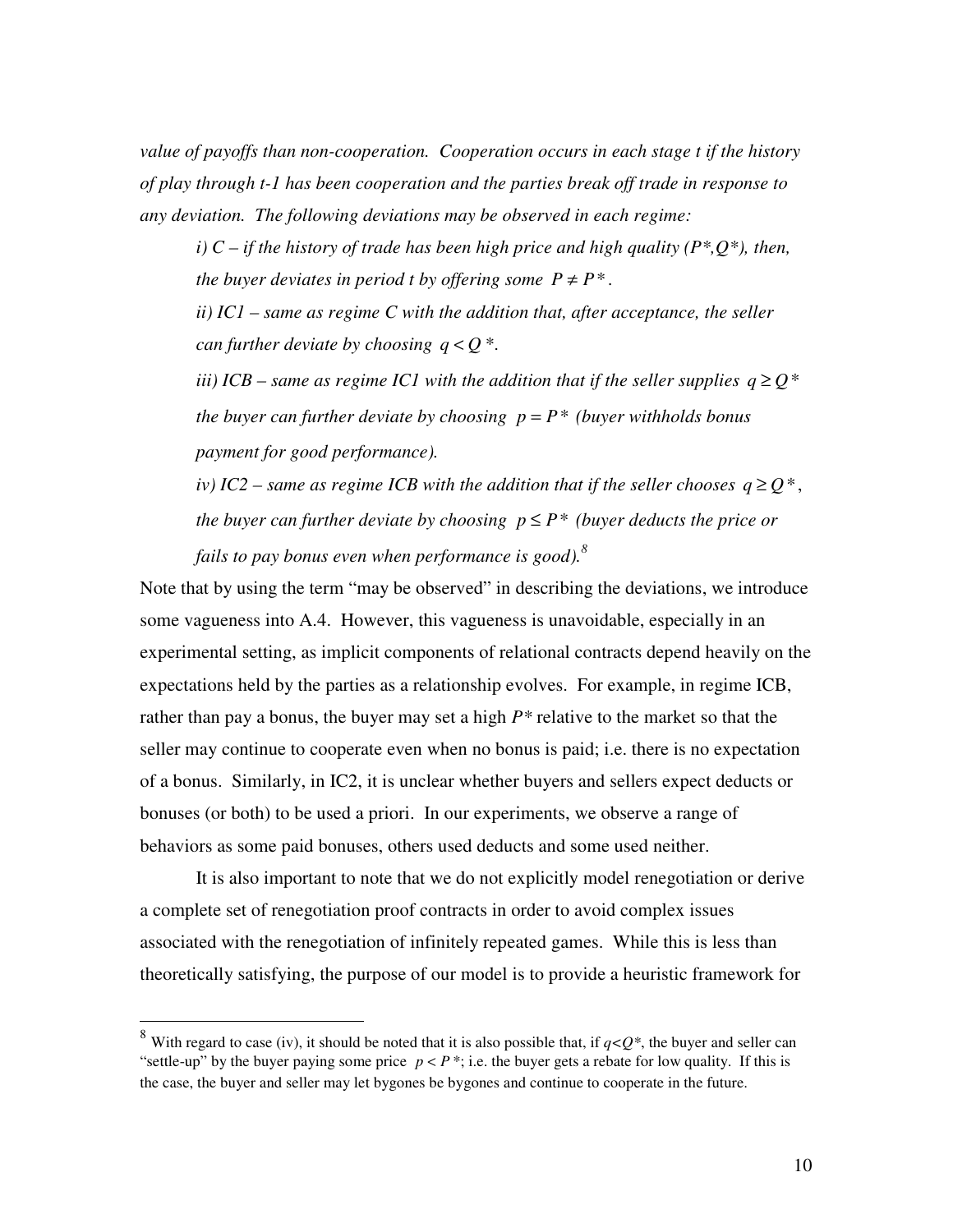*value of payoffs than non-cooperation. Cooperation occurs in each stage t if the history of play through t-1 has been cooperation and the parties break off trade in response to any deviation. The following deviations may be observed in each regime:*

> *i) C – if the history of trade has been high price and high quality ($P^*$,$Q^*$), then, the buyer deviates in period t by offering some $P \neq P^*$.*
>
> *ii) IC1 – same as regime C with the addition that, after acceptance, the seller can further deviate by choosing $q < Q^*$.*
>
> *iii) ICB – same as regime IC1 with the addition that if the seller supplies $q \geq Q^*$ the buyer can further deviate by choosing $p = P^*$ (buyer withholds bonus payment for good performance).*
>
> *iv) IC2 – same as regime ICB with the addition that if the seller chooses $q \geq Q^*$, the buyer can further deviate by choosing $p \leq P^*$ (buyer deducts the price or fails to pay bonus even when performance is good).*[8]

Note that by using the term "may be observed" in describing the deviations, we introduce some vagueness into A.4. However, this vagueness is unavoidable, especially in an experimental setting, as implicit components of relational contracts depend heavily on the expectations held by the parties as a relationship evolves. For example, in regime ICB, rather than pay a bonus, the buyer may set a high $P^*$ relative to the market so that the seller may continue to cooperate even when no bonus is paid; i.e. there is no expectation of a bonus. Similarly, in IC2, it is unclear whether buyers and sellers expect deducts or bonuses (or both) to be used a priori. In our experiments, we observe a range of behaviors as some paid bonuses, others used deducts and some used neither.

It is also important to note that we do not explicitly model renegotiation or derive a complete set of renegotiation proof contracts in order to avoid complex issues associated with the renegotiation of infinitely repeated games. While this is less than theoretically satisfying, the purpose of our model is to provide a heuristic framework for

---

[8] With regard to case (iv), it should be noted that it is also possible that, if $q<Q^*$, the buyer and seller can "settle-up" by the buyer paying some price $p < P^*$; i.e. the buyer gets a rebate for low quality. If this is the case, the buyer and seller may let bygones be bygones and continue to cooperate in the future.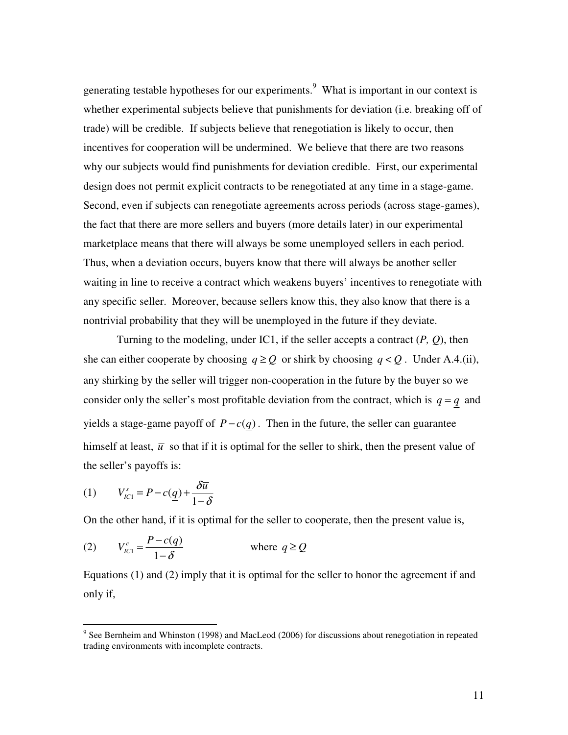generating testable hypotheses for our experiments.[9] What is important in our context is whether experimental subjects believe that punishments for deviation (i.e. breaking off of trade) will be credible. If subjects believe that renegotiation is likely to occur, then incentives for cooperation will be undermined. We believe that there are two reasons why our subjects would find punishments for deviation credible. First, our experimental design does not permit explicit contracts to be renegotiated at any time in a stage-game. Second, even if subjects can renegotiate agreements across periods (across stage-games), the fact that there are more sellers and buyers (more details later) in our experimental marketplace means that there will always be some unemployed sellers in each period. Thus, when a deviation occurs, buyers know that there will always be another seller waiting in line to receive a contract which weakens buyers' incentives to renegotiate with any specific seller. Moreover, because sellers know this, they also know that there is a nontrivial probability that they will be unemployed in the future if they deviate.

Turning to the modeling, under IC1, if the seller accepts a contract (*P, Q*), then she can either cooperate by choosing $q \geq Q$ or shirk by choosing $q < Q$. Under A.4.(ii), any shirking by the seller will trigger non-cooperation in the future by the buyer so we consider only the seller's most profitable deviation from the contract, which is $q = \underline{q}$ and yields a stage-game payoff of $P - c(\underline{q})$. Then in the future, the seller can guarantee himself at least, $\overline{u}$ so that if it is optimal for the seller to shirk, then the present value of the seller's payoffs is:

$$(1) \qquad V_{IC1}^{s} = P - c(\underline{q}) + \frac{\delta \overline{u}}{1-\delta}$$

On the other hand, if it is optimal for the seller to cooperate, then the present value is,

$$(2) \qquad V_{IC1}^{c} = \frac{P - c(q)}{1-\delta} \qquad \text{where } q \geq Q$$

Equations (1) and (2) imply that it is optimal for the seller to honor the agreement if and only if,

[9] See Bernheim and Whinston (1998) and MacLeod (2006) for discussions about renegotiation in repeated trading environments with incomplete contracts.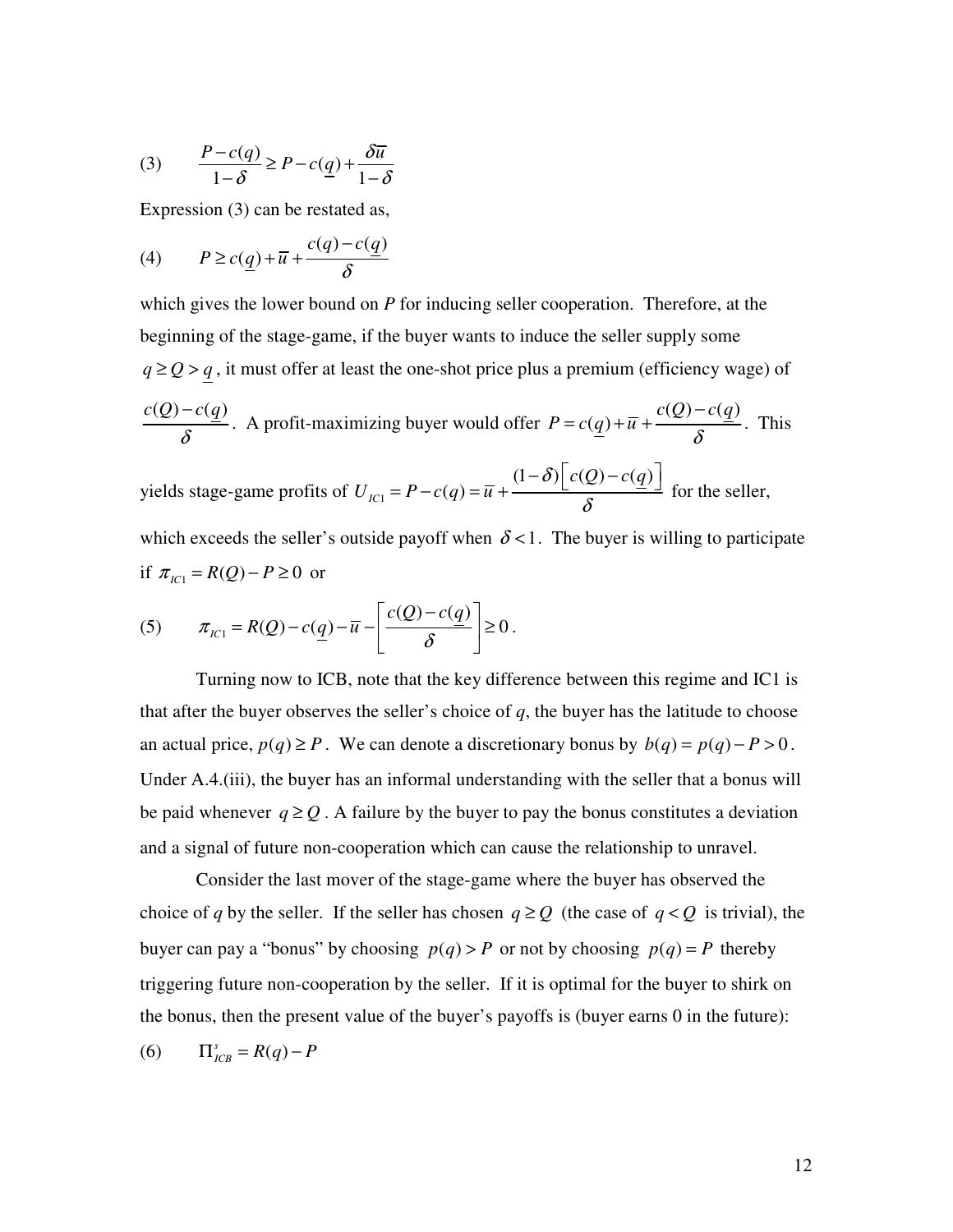$$(3) \qquad \frac{P - c(q)}{1-\delta} \geq P - c(\underline{q}) + \frac{\delta \overline{u}}{1-\delta}$$

Expression (3) can be restated as,

$$(4) \qquad P \geq c(\underline{q}) + \overline{u} + \frac{c(q) - c(\underline{q})}{\delta}$$

which gives the lower bound on $P$ for inducing seller cooperation. Therefore, at the beginning of the stage-game, if the buyer wants to induce the seller supply some $q \geq Q > \underline{q}$, it must offer at least the one-shot price plus a premium (efficiency wage) of $\frac{c(Q) - c(\underline{q})}{\delta}$. A profit-maximizing buyer would offer $P = c(\underline{q}) + \overline{u} + \frac{c(Q) - c(\underline{q})}{\delta}$. This yields stage-game profits of $U_{IC1} = P - c(q) = \overline{u} + \frac{(1-\delta)\left[c(Q) - c(\underline{q})\right]}{\delta}$ for the seller, which exceeds the seller's outside payoff when $\delta < 1$. The buyer is willing to participate if $\pi_{IC1} = R(Q) - P \geq 0$ or

$$(5) \qquad \pi_{IC1} = R(Q) - c(\underline{q}) - \overline{u} - \left[\frac{c(Q) - c(\underline{q})}{\delta}\right] \geq 0 .$$

Turning now to ICB, note that the key difference between this regime and IC1 is that after the buyer observes the seller's choice of $q$, the buyer has the latitude to choose an actual price, $p(q) \geq P$. We can denote a discretionary bonus by $b(q) = p(q) - P > 0$. Under A.4.(iii), the buyer has an informal understanding with the seller that a bonus will be paid whenever $q \geq Q$. A failure by the buyer to pay the bonus constitutes a deviation and a signal of future non-cooperation which can cause the relationship to unravel.

Consider the last mover of the stage-game where the buyer has observed the choice of $q$ by the seller. If the seller has chosen $q \geq Q$ (the case of $q < Q$ is trivial), the buyer can pay a "bonus" by choosing $p(q) > P$ or not by choosing $p(q) = P$ thereby triggering future non-cooperation by the seller. If it is optimal for the buyer to shirk on the bonus, then the present value of the buyer's payoffs is (buyer earns 0 in the future):

$$(6) \qquad \Pi^{s}_{ICB} = R(q) - P$$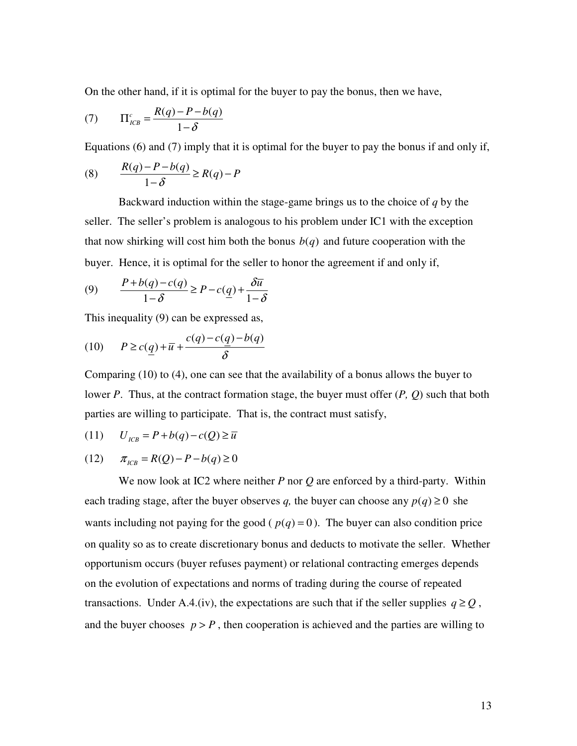On the other hand, if it is optimal for the buyer to pay the bonus, then we have,

$$(7) \qquad \Pi^{c}_{ICB} = \frac{R(q) - P - b(q)}{1-\delta}$$

Equations (6) and (7) imply that it is optimal for the buyer to pay the bonus if and only if,

$$(8) \qquad \frac{R(q) - P - b(q)}{1-\delta} \geq R(q) - P$$

Backward induction within the stage-game brings us to the choice of $q$ by the seller. The seller's problem is analogous to his problem under IC1 with the exception that now shirking will cost him both the bonus $b(q)$ and future cooperation with the buyer. Hence, it is optimal for the seller to honor the agreement if and only if,

$$(9) \qquad \frac{P + b(q) - c(q)}{1-\delta} \geq P - c(\underline{q}) + \frac{\delta \overline{u}}{1-\delta}$$

This inequality (9) can be expressed as,

$$(10) \qquad P \geq c(\underline{q}) + \overline{u} + \frac{c(q) - c(\underline{q}) - b(q)}{\delta}$$

Comparing (10) to (4), one can see that the availability of a bonus allows the buyer to lower $P$. Thus, at the contract formation stage, the buyer must offer ($P$, $Q$) such that both parties are willing to participate. That is, the contract must satisfy,

$$(11) \qquad U_{ICB} = P + b(q) - c(Q) \geq \overline{u}$$

$$(12) \qquad \pi_{ICB} = R(Q) - P - b(q) \geq 0$$

We now look at IC2 where neither $P$ nor $Q$ are enforced by a third-party. Within each trading stage, after the buyer observes $q$, the buyer can choose any $p(q) \geq 0$ she wants including not paying for the good ( $p(q) = 0$ ). The buyer can also condition price on quality so as to create discretionary bonus and deducts to motivate the seller. Whether opportunism occurs (buyer refuses payment) or relational contracting emerges depends on the evolution of expectations and norms of trading during the course of repeated transactions. Under A.4.(iv), the expectations are such that if the seller supplies $q \geq Q$, and the buyer chooses $p > P$, then cooperation is achieved and the parties are willing to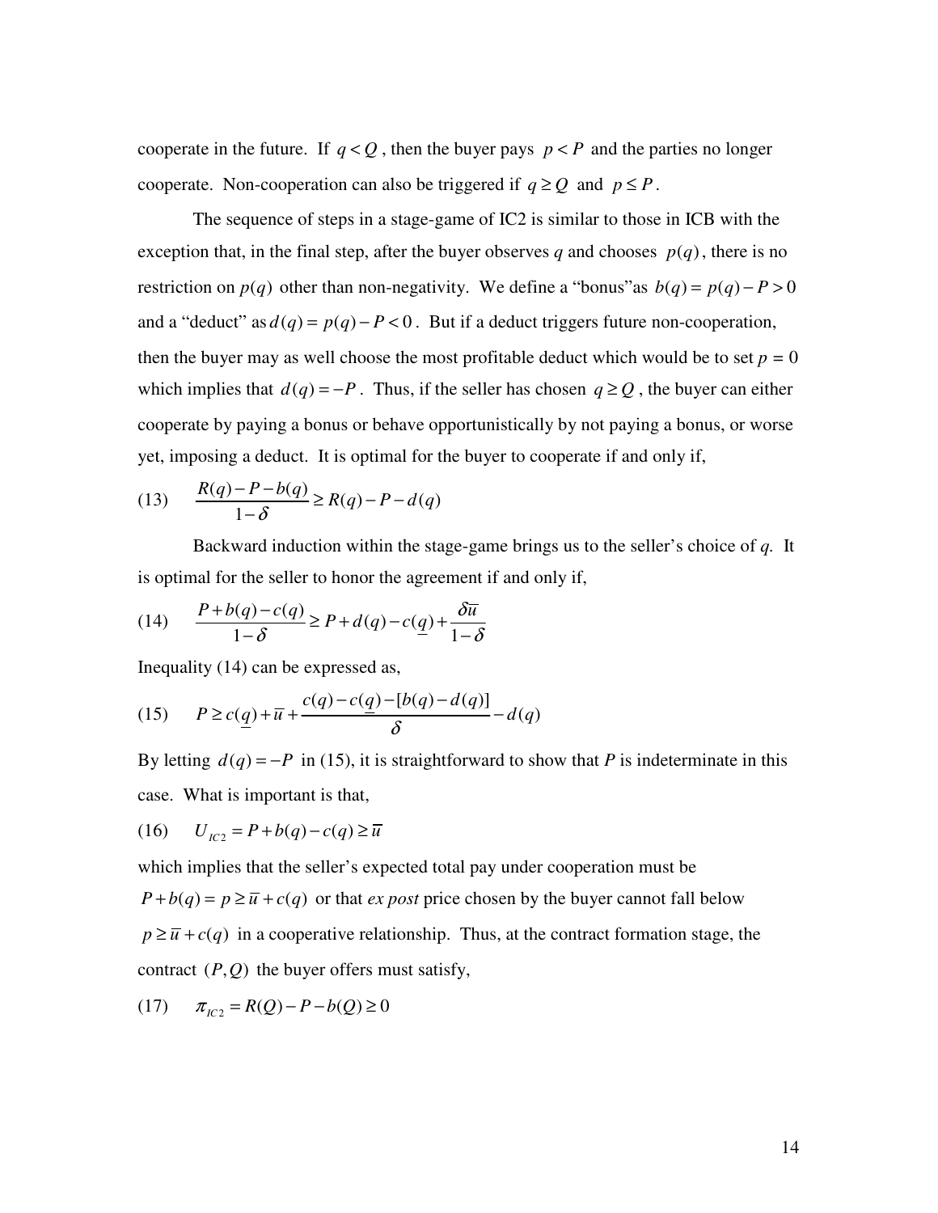cooperate in the future. If $q < Q$, then the buyer pays $p < P$ and the parties no longer cooperate. Non-cooperation can also be triggered if $q \geq Q$ and $p \leq P$.

The sequence of steps in a stage-game of IC2 is similar to those in ICB with the exception that, in the final step, after the buyer observes *q* and chooses $p(q)$, there is no restriction on $p(q)$ other than non-negativity. We define a "bonus"as $b(q) = p(q) - P > 0$ and a "deduct" as $d(q) = p(q) - P < 0$. But if a deduct triggers future non-cooperation, then the buyer may as well choose the most profitable deduct which would be to set $p = 0$ which implies that $d(q) = -P$. Thus, if the seller has chosen $q \geq Q$, the buyer can either cooperate by paying a bonus or behave opportunistically by not paying a bonus, or worse yet, imposing a deduct. It is optimal for the buyer to cooperate if and only if,

$$(13) \qquad \frac{R(q) - P - b(q)}{1-\delta} \geq R(q) - P - d(q)$$

Backward induction within the stage-game brings us to the seller's choice of *q*. It is optimal for the seller to honor the agreement if and only if,

$$(14) \qquad \frac{P + b(q) - c(q)}{1-\delta} \geq P + d(q) - c(\underline{q}) + \frac{\delta \overline{u}}{1-\delta}$$

Inequality (14) can be expressed as,

$$(15) \qquad P \geq c(\underline{q}) + \overline{u} + \frac{c(q) - c(\underline{q}) - [b(q) - d(q)]}{\delta} - d(q)$$

By letting $d(q) = -P$ in (15), it is straightforward to show that *P* is indeterminate in this case. What is important is that,

$$(16) \qquad U_{IC2} = P + b(q) - c(q) \geq \overline{u}$$

which implies that the seller's expected total pay under cooperation must be $P + b(q) = p \geq \overline{u} + c(q)$ or that *ex post* price chosen by the buyer cannot fall below $p \geq \overline{u} + c(q)$ in a cooperative relationship. Thus, at the contract formation stage, the contract $(P, Q)$ the buyer offers must satisfy,

$$(17) \qquad \pi_{IC2} = R(Q) - P - b(Q) \geq 0$$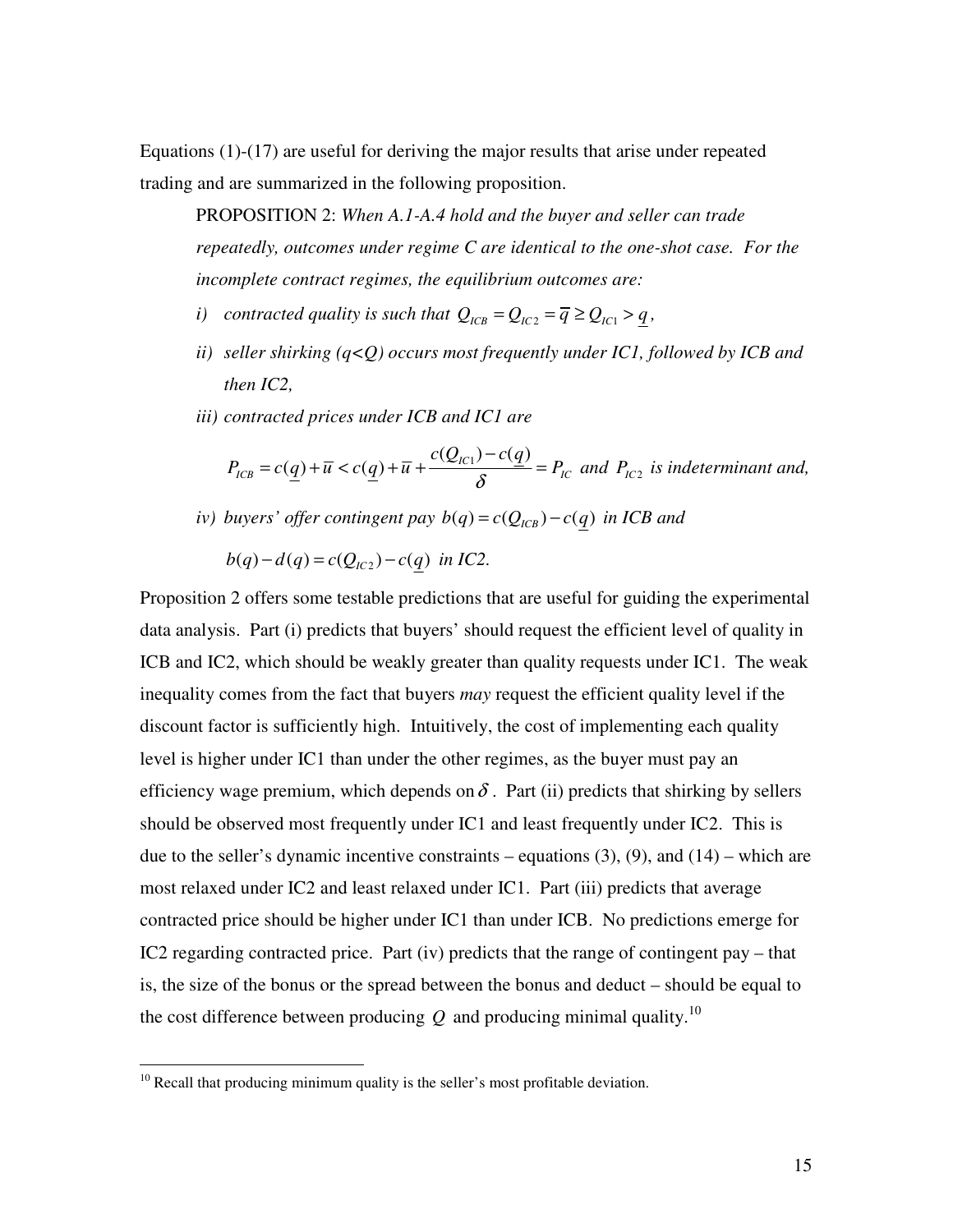Equations (1)-(17) are useful for deriving the major results that arise under repeated trading and are summarized in the following proposition.

> PROPOSITION 2: *When A.1-A.4 hold and the buyer and seller can trade repeatedly, outcomes under regime C are identical to the one-shot case. For the incomplete contract regimes, the equilibrium outcomes are:*
>
> *i) contracted quality is such that* $Q_{ICB} = Q_{IC2} = \overline{q} \geq Q_{IC1} > \underline{q}$*,*
>
> *ii) seller shirking (q<Q) occurs most frequently under IC1, followed by ICB and then IC2,*
>
> *iii) contracted prices under ICB and IC1 are*
>
> $$P_{ICB} = c(\underline{q}) + \overline{u} < c(\underline{q}) + \overline{u} + \frac{c(Q_{IC1}) - c(\underline{q})}{\delta} = P_{IC} \text{ and } P_{IC2} \text{ is indeterminant and,}$$
>
> *iv) buyers' offer contingent pay* $b(q) = c(Q_{ICB}) - c(\underline{q})$ *in ICB and*
>
> $b(q) - d(q) = c(Q_{IC2}) - c(\underline{q})$ *in IC2.*

Proposition 2 offers some testable predictions that are useful for guiding the experimental data analysis. Part (i) predicts that buyers' should request the efficient level of quality in ICB and IC2, which should be weakly greater than quality requests under IC1. The weak inequality comes from the fact that buyers *may* request the efficient quality level if the discount factor is sufficiently high. Intuitively, the cost of implementing each quality level is higher under IC1 than under the other regimes, as the buyer must pay an efficiency wage premium, which depends on $\delta$. Part (ii) predicts that shirking by sellers should be observed most frequently under IC1 and least frequently under IC2. This is due to the seller's dynamic incentive constraints – equations (3), (9), and (14) – which are most relaxed under IC2 and least relaxed under IC1. Part (iii) predicts that average contracted price should be higher under IC1 than under ICB. No predictions emerge for IC2 regarding contracted price. Part (iv) predicts that the range of contingent pay – that is, the size of the bonus or the spread between the bonus and deduct – should be equal to the cost difference between producing $Q$ and producing minimal quality.[10]

---

[10] Recall that producing minimum quality is the seller's most profitable deviation.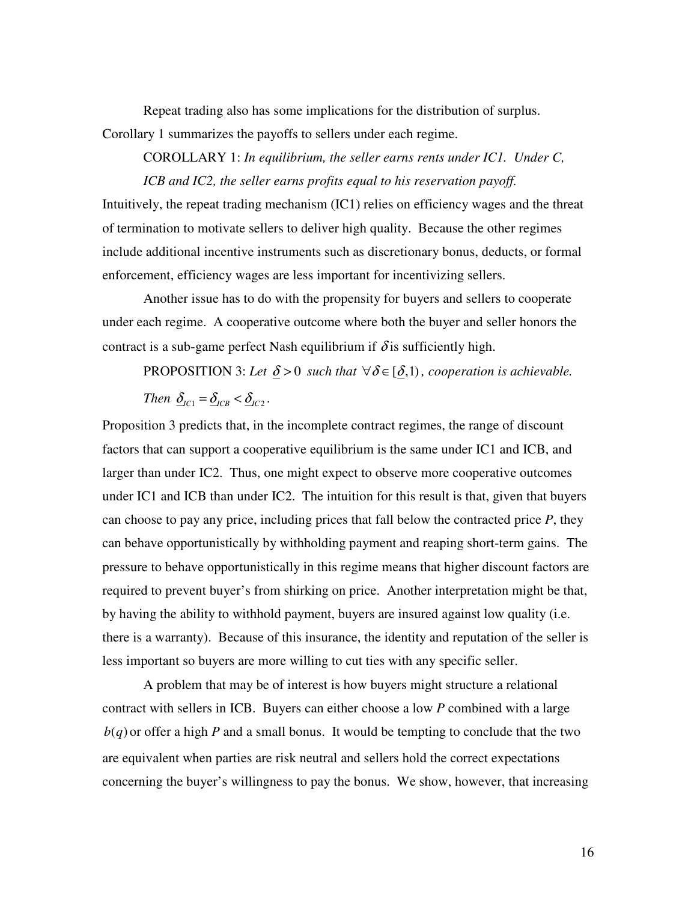Repeat trading also has some implications for the distribution of surplus. Corollary 1 summarizes the payoffs to sellers under each regime.

COROLLARY 1: *In equilibrium, the seller earns rents under IC1. Under C, ICB and IC2, the seller earns profits equal to his reservation payoff.*

Intuitively, the repeat trading mechanism (IC1) relies on efficiency wages and the threat of termination to motivate sellers to deliver high quality. Because the other regimes include additional incentive instruments such as discretionary bonus, deducts, or formal enforcement, efficiency wages are less important for incentivizing sellers.

Another issue has to do with the propensity for buyers and sellers to cooperate under each regime. A cooperative outcome where both the buyer and seller honors the contract is a sub-game perfect Nash equilibrium if $\delta$ is sufficiently high.

PROPOSITION 3: *Let* $\underline{\delta} > 0$ *such that* $\forall \delta \in [\underline{\delta}, 1)$*, cooperation is achievable. Then* $\underline{\delta}_{IC1} = \underline{\delta}_{ICB} < \underline{\delta}_{IC2}$.

Proposition 3 predicts that, in the incomplete contract regimes, the range of discount factors that can support a cooperative equilibrium is the same under IC1 and ICB, and larger than under IC2. Thus, one might expect to observe more cooperative outcomes under IC1 and ICB than under IC2. The intuition for this result is that, given that buyers can choose to pay any price, including prices that fall below the contracted price *P*, they can behave opportunistically by withholding payment and reaping short-term gains. The pressure to behave opportunistically in this regime means that higher discount factors are required to prevent buyer's from shirking on price. Another interpretation might be that, by having the ability to withhold payment, buyers are insured against low quality (i.e. there is a warranty). Because of this insurance, the identity and reputation of the seller is less important so buyers are more willing to cut ties with any specific seller.

A problem that may be of interest is how buyers might structure a relational contract with sellers in ICB. Buyers can either choose a low *P* combined with a large $b(q)$ or offer a high *P* and a small bonus. It would be tempting to conclude that the two are equivalent when parties are risk neutral and sellers hold the correct expectations concerning the buyer's willingness to pay the bonus. We show, however, that increasing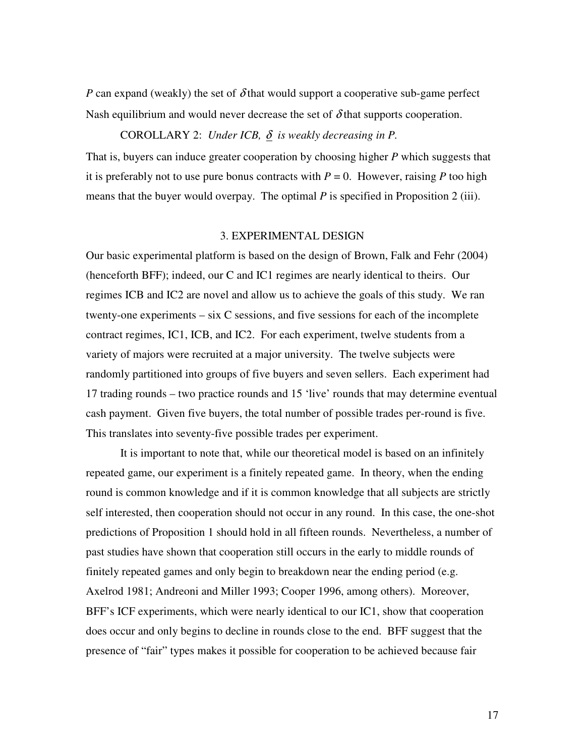$P$ can expand (weakly) the set of $\delta$ that would support a cooperative sub-game perfect Nash equilibrium and would never decrease the set of $\delta$ that supports cooperation.

COROLLARY 2: *Under ICB,* $\underline{\delta}$ *is weakly decreasing in P.*

That is, buyers can induce greater cooperation by choosing higher $P$ which suggests that it is preferably not to use pure bonus contracts with $P = 0$. However, raising $P$ too high means that the buyer would overpay. The optimal $P$ is specified in Proposition 2 (iii).

## 3. EXPERIMENTAL DESIGN

Our basic experimental platform is based on the design of Brown, Falk and Fehr (2004) (henceforth BFF); indeed, our C and IC1 regimes are nearly identical to theirs. Our regimes ICB and IC2 are novel and allow us to achieve the goals of this study. We ran twenty-one experiments – six C sessions, and five sessions for each of the incomplete contract regimes, IC1, ICB, and IC2. For each experiment, twelve students from a variety of majors were recruited at a major university. The twelve subjects were randomly partitioned into groups of five buyers and seven sellers. Each experiment had 17 trading rounds – two practice rounds and 15 'live' rounds that may determine eventual cash payment. Given five buyers, the total number of possible trades per-round is five. This translates into seventy-five possible trades per experiment.

It is important to note that, while our theoretical model is based on an infinitely repeated game, our experiment is a finitely repeated game. In theory, when the ending round is common knowledge and if it is common knowledge that all subjects are strictly self interested, then cooperation should not occur in any round. In this case, the one-shot predictions of Proposition 1 should hold in all fifteen rounds. Nevertheless, a number of past studies have shown that cooperation still occurs in the early to middle rounds of finitely repeated games and only begin to breakdown near the ending period (e.g. Axelrod 1981; Andreoni and Miller 1993; Cooper 1996, among others). Moreover, BFF's ICF experiments, which were nearly identical to our IC1, show that cooperation does occur and only begins to decline in rounds close to the end. BFF suggest that the presence of "fair" types makes it possible for cooperation to be achieved because fair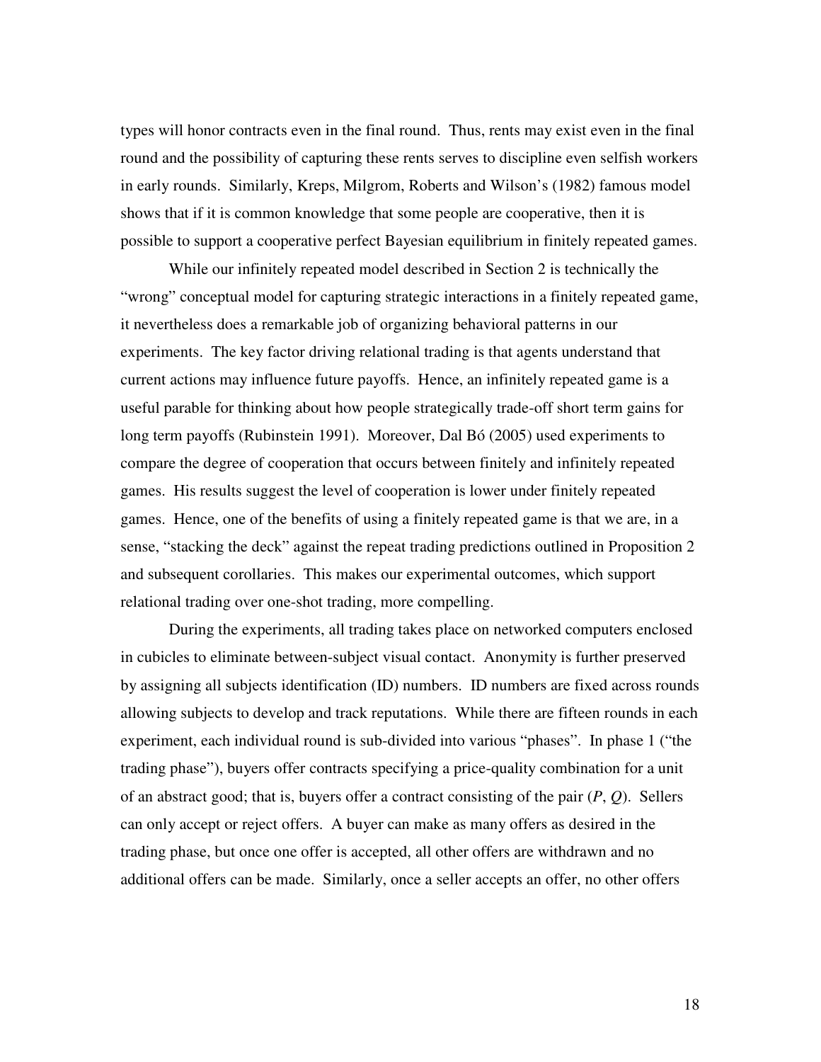types will honor contracts even in the final round. Thus, rents may exist even in the final round and the possibility of capturing these rents serves to discipline even selfish workers in early rounds. Similarly, Kreps, Milgrom, Roberts and Wilson's (1982) famous model shows that if it is common knowledge that some people are cooperative, then it is possible to support a cooperative perfect Bayesian equilibrium in finitely repeated games.

While our infinitely repeated model described in Section 2 is technically the "wrong" conceptual model for capturing strategic interactions in a finitely repeated game, it nevertheless does a remarkable job of organizing behavioral patterns in our experiments. The key factor driving relational trading is that agents understand that current actions may influence future payoffs. Hence, an infinitely repeated game is a useful parable for thinking about how people strategically trade-off short term gains for long term payoffs (Rubinstein 1991). Moreover, Dal Bó (2005) used experiments to compare the degree of cooperation that occurs between finitely and infinitely repeated games. His results suggest the level of cooperation is lower under finitely repeated games. Hence, one of the benefits of using a finitely repeated game is that we are, in a sense, "stacking the deck" against the repeat trading predictions outlined in Proposition 2 and subsequent corollaries. This makes our experimental outcomes, which support relational trading over one-shot trading, more compelling.

During the experiments, all trading takes place on networked computers enclosed in cubicles to eliminate between-subject visual contact. Anonymity is further preserved by assigning all subjects identification (ID) numbers. ID numbers are fixed across rounds allowing subjects to develop and track reputations. While there are fifteen rounds in each experiment, each individual round is sub-divided into various "phases". In phase 1 ("the trading phase"), buyers offer contracts specifying a price-quality combination for a unit of an abstract good; that is, buyers offer a contract consisting of the pair ($P$, $Q$). Sellers can only accept or reject offers. A buyer can make as many offers as desired in the trading phase, but once one offer is accepted, all other offers are withdrawn and no additional offers can be made. Similarly, once a seller accepts an offer, no other offers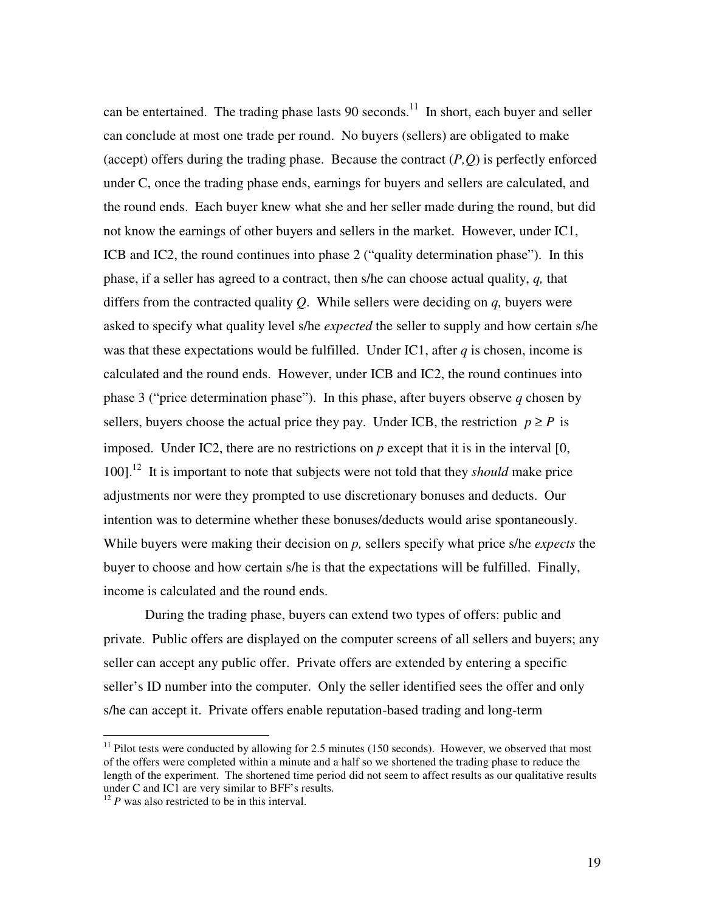can be entertained. The trading phase lasts 90 seconds.[11] In short, each buyer and seller can conclude at most one trade per round. No buyers (sellers) are obligated to make (accept) offers during the trading phase. Because the contract $(P,Q)$ is perfectly enforced under C, once the trading phase ends, earnings for buyers and sellers are calculated, and the round ends. Each buyer knew what she and her seller made during the round, but did not know the earnings of other buyers and sellers in the market. However, under IC1, ICB and IC2, the round continues into phase 2 ("quality determination phase"). In this phase, if a seller has agreed to a contract, then s/he can choose actual quality, $q$, that differs from the contracted quality $Q$. While sellers were deciding on $q$, buyers were asked to specify what quality level s/he *expected* the seller to supply and how certain s/he was that these expectations would be fulfilled. Under IC1, after $q$ is chosen, income is calculated and the round ends. However, under ICB and IC2, the round continues into phase 3 ("price determination phase"). In this phase, after buyers observe $q$ chosen by sellers, buyers choose the actual price they pay. Under ICB, the restriction $p \geq P$ is imposed. Under IC2, there are no restrictions on $p$ except that it is in the interval [0, 100].[12] It is important to note that subjects were not told that they *should* make price adjustments nor were they prompted to use discretionary bonuses and deducts. Our intention was to determine whether these bonuses/deducts would arise spontaneously. While buyers were making their decision on $p$, sellers specify what price s/he *expects* the buyer to choose and how certain s/he is that the expectations will be fulfilled. Finally, income is calculated and the round ends.

During the trading phase, buyers can extend two types of offers: public and private. Public offers are displayed on the computer screens of all sellers and buyers; any seller can accept any public offer. Private offers are extended by entering a specific seller's ID number into the computer. Only the seller identified sees the offer and only s/he can accept it. Private offers enable reputation-based trading and long-term

[11] Pilot tests were conducted by allowing for 2.5 minutes (150 seconds). However, we observed that most of the offers were completed within a minute and a half so we shortened the trading phase to reduce the length of the experiment. The shortened time period did not seem to affect results as our qualitative results under C and IC1 are very similar to BFF's results.

[12] $P$ was also restricted to be in this interval.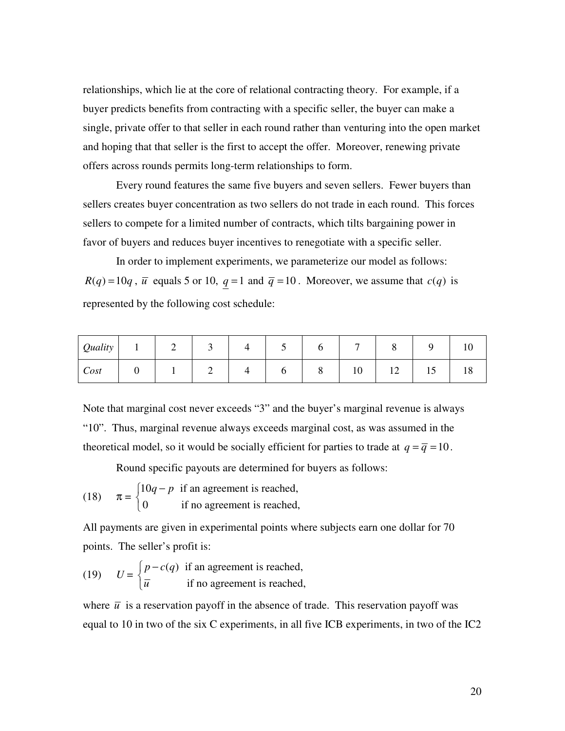relationships, which lie at the core of relational contracting theory. For example, if a buyer predicts benefits from contracting with a specific seller, the buyer can make a single, private offer to that seller in each round rather than venturing into the open market and hoping that that seller is the first to accept the offer. Moreover, renewing private offers across rounds permits long-term relationships to form.

Every round features the same five buyers and seven sellers. Fewer buyers than sellers creates buyer concentration as two sellers do not trade in each round. This forces sellers to compete for a limited number of contracts, which tilts bargaining power in favor of buyers and reduces buyer incentives to renegotiate with a specific seller.

In order to implement experiments, we parameterize our model as follows: $R(q) = 10q$, $\overline{u}$ equals 5 or 10, $\underline{q} = 1$ and $\overline{q} = 10$. Moreover, we assume that $c(q)$ is represented by the following cost schedule:

| *Quality* | 1 | 2 | 3 | 4 | 5 | 6 | 7 | 8 | 9 | 10 |
|---|---|---|---|---|---|---|---|---|---|---|
| *Cost* | 0 | 1 | 2 | 4 | 6 | 8 | 10 | 12 | 15 | 18 |

Note that marginal cost never exceeds "3" and the buyer's marginal revenue is always "10". Thus, marginal revenue always exceeds marginal cost, as was assumed in the theoretical model, so it would be socially efficient for parties to trade at $q = \overline{q} = 10$.

Round specific payouts are determined for buyers as follows:

$$(18) \qquad \pi = \begin{cases} 10q - p & \text{if an agreement is reached,} \\ 0 & \text{if no agreement is reached,} \end{cases}$$

All payments are given in experimental points where subjects earn one dollar for 70 points. The seller's profit is:

$$(19) \qquad U = \begin{cases} p - c(q) & \text{if an agreement is reached,} \\ \overline{u} & \text{if no agreement is reached,} \end{cases}$$

where $\overline{u}$ is a reservation payoff in the absence of trade. This reservation payoff was equal to 10 in two of the six C experiments, in all five ICB experiments, in two of the IC2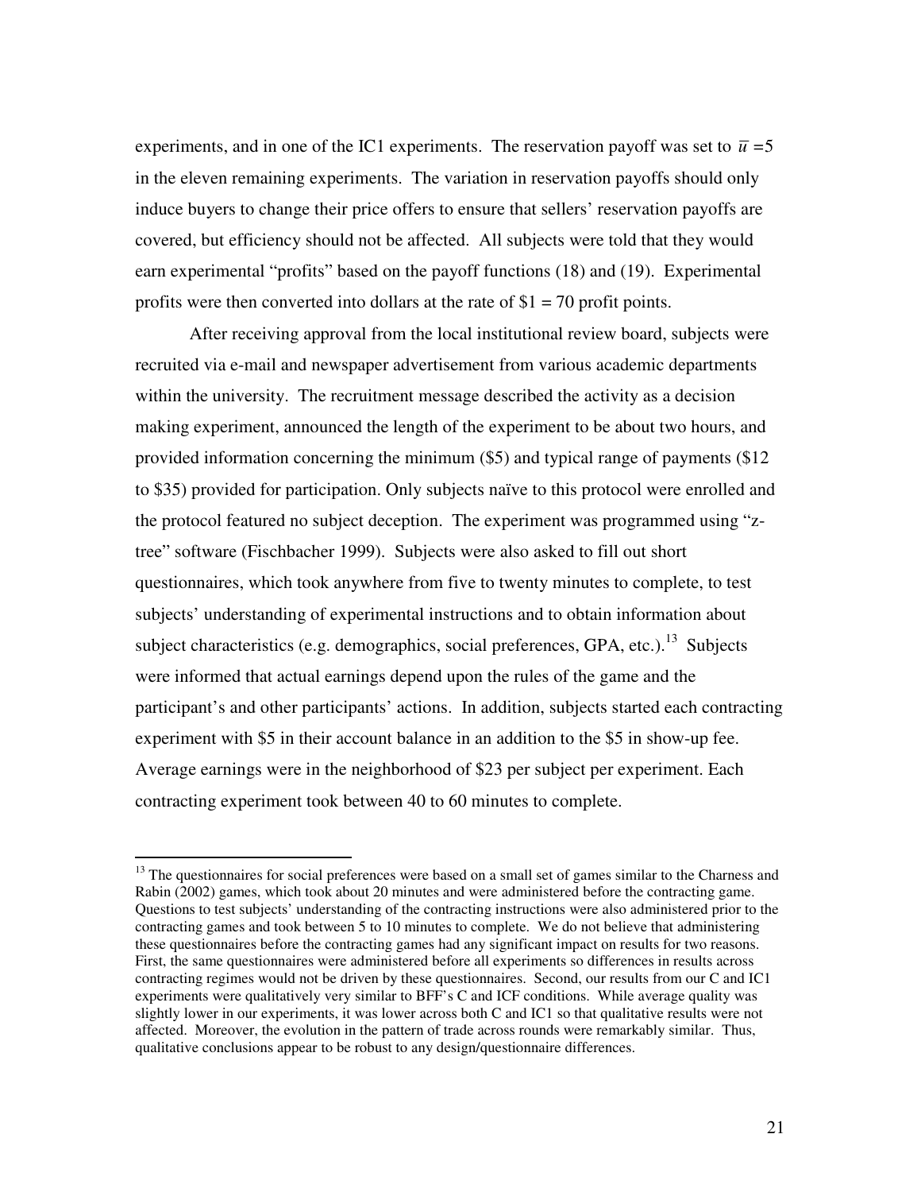experiments, and in one of the IC1 experiments. The reservation payoff was set to $\bar{u} = 5$ in the eleven remaining experiments. The variation in reservation payoffs should only induce buyers to change their price offers to ensure that sellers' reservation payoffs are covered, but efficiency should not be affected. All subjects were told that they would earn experimental "profits" based on the payoff functions (18) and (19). Experimental profits were then converted into dollars at the rate of $1 = 70 profit points.

After receiving approval from the local institutional review board, subjects were recruited via e-mail and newspaper advertisement from various academic departments within the university. The recruitment message described the activity as a decision making experiment, announced the length of the experiment to be about two hours, and provided information concerning the minimum ($5) and typical range of payments ($12 to $35) provided for participation. Only subjects naïve to this protocol were enrolled and the protocol featured no subject deception. The experiment was programmed using "z-tree" software (Fischbacher 1999). Subjects were also asked to fill out short questionnaires, which took anywhere from five to twenty minutes to complete, to test subjects' understanding of experimental instructions and to obtain information about subject characteristics (e.g. demographics, social preferences, GPA, etc.).[13] Subjects were informed that actual earnings depend upon the rules of the game and the participant's and other participants' actions. In addition, subjects started each contracting experiment with $5 in their account balance in an addition to the $5 in show-up fee. Average earnings were in the neighborhood of $23 per subject per experiment. Each contracting experiment took between 40 to 60 minutes to complete.

---

[13] The questionnaires for social preferences were based on a small set of games similar to the Charness and Rabin (2002) games, which took about 20 minutes and were administered before the contracting game. Questions to test subjects' understanding of the contracting instructions were also administered prior to the contracting games and took between 5 to 10 minutes to complete. We do not believe that administering these questionnaires before the contracting games had any significant impact on results for two reasons. First, the same questionnaires were administered before all experiments so differences in results across contracting regimes would not be driven by these questionnaires. Second, our results from our C and IC1 experiments were qualitatively very similar to BFF's C and ICF conditions. While average quality was slightly lower in our experiments, it was lower across both C and IC1 so that qualitative results were not affected. Moreover, the evolution in the pattern of trade across rounds were remarkably similar. Thus, qualitative conclusions appear to be robust to any design/questionnaire differences.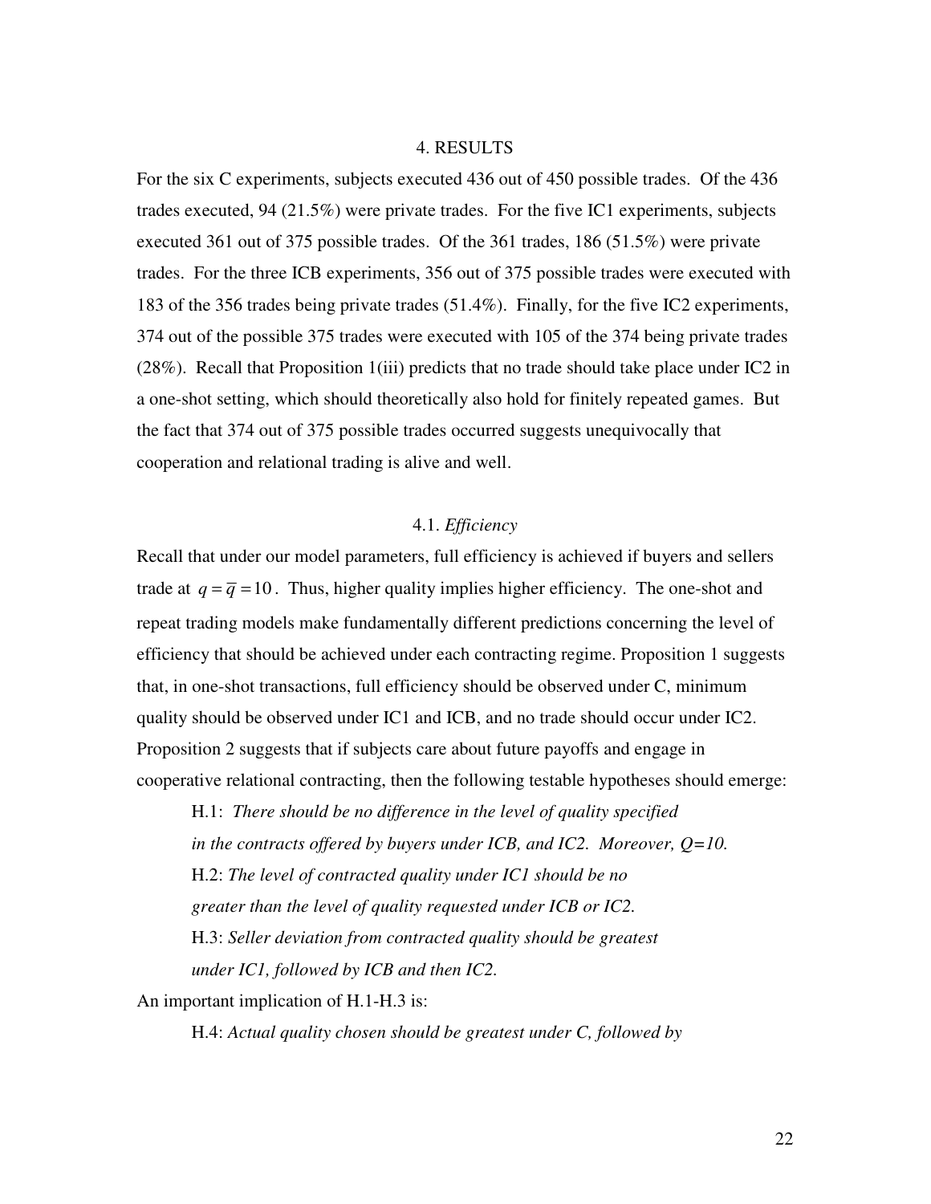## 4. RESULTS

For the six C experiments, subjects executed 436 out of 450 possible trades. Of the 436 trades executed, 94 (21.5%) were private trades. For the five IC1 experiments, subjects executed 361 out of 375 possible trades. Of the 361 trades, 186 (51.5%) were private trades. For the three ICB experiments, 356 out of 375 possible trades were executed with 183 of the 356 trades being private trades (51.4%). Finally, for the five IC2 experiments, 374 out of the possible 375 trades were executed with 105 of the 374 being private trades (28%). Recall that Proposition 1(iii) predicts that no trade should take place under IC2 in a one-shot setting, which should theoretically also hold for finitely repeated games. But the fact that 374 out of 375 possible trades occurred suggests unequivocally that cooperation and relational trading is alive and well.

### 4.1. *Efficiency*

Recall that under our model parameters, full efficiency is achieved if buyers and sellers trade at $q = \overline{q} = 10$. Thus, higher quality implies higher efficiency. The one-shot and repeat trading models make fundamentally different predictions concerning the level of efficiency that should be achieved under each contracting regime. Proposition 1 suggests that, in one-shot transactions, full efficiency should be observed under C, minimum quality should be observed under IC1 and ICB, and no trade should occur under IC2. Proposition 2 suggests that if subjects care about future payoffs and engage in cooperative relational contracting, then the following testable hypotheses should emerge:

> H.1: *There should be no difference in the level of quality specified in the contracts offered by buyers under ICB, and IC2. Moreover, Q=10.*
>
> H.2: *The level of contracted quality under IC1 should be no greater than the level of quality requested under ICB or IC2.*
>
> H.3: *Seller deviation from contracted quality should be greatest under IC1, followed by ICB and then IC2.*

An important implication of H.1-H.3 is:

> H.4: *Actual quality chosen should be greatest under C, followed by*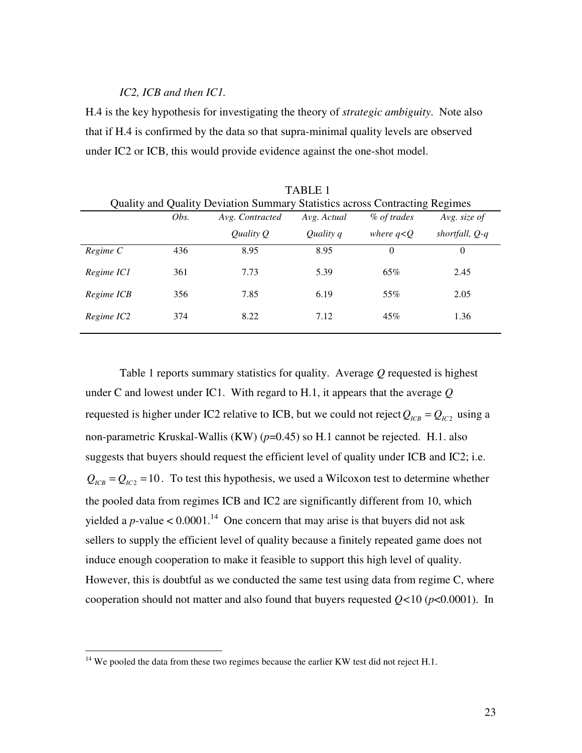*IC2, ICB and then IC1.*

H.4 is the key hypothesis for investigating the theory of *strategic ambiguity*. Note also that if H.4 is confirmed by the data so that supra-minimal quality levels are observed under IC2 or ICB, this would provide evidence against the one-shot model.

TABLE 1
Quality and Quality Deviation Summary Statistics across Contracting Regimes

| | *Obs.* | *Avg. Contracted Quality Q* | *Avg. Actual Quality q* | *% of trades where q<Q* | *Avg. size of shortfall, Q-q* |
|---|---|---|---|---|---|
| *Regime C* | 436 | 8.95 | 8.95 | 0 | 0 |
| *Regime IC1* | 361 | 7.73 | 5.39 | 65% | 2.45 |
| *Regime ICB* | 356 | 7.85 | 6.19 | 55% | 2.05 |
| *Regime IC2* | 374 | 8.22 | 7.12 | 45% | 1.36 |

Table 1 reports summary statistics for quality. Average *Q* requested is highest under C and lowest under IC1. With regard to H.1, it appears that the average *Q* requested is higher under IC2 relative to ICB, but we could not reject $Q_{ICB} = Q_{IC2}$ using a non-parametric Kruskal-Wallis (KW) (*p*=0.45) so H.1 cannot be rejected. H.1. also suggests that buyers should request the efficient level of quality under ICB and IC2; i.e. $Q_{ICB} = Q_{IC2} = 10$. To test this hypothesis, we used a Wilcoxon test to determine whether the pooled data from regimes ICB and IC2 are significantly different from 10, which yielded a *p*-value < 0.0001.[14] One concern that may arise is that buyers did not ask sellers to supply the efficient level of quality because a finitely repeated game does not induce enough cooperation to make it feasible to support this high level of quality. However, this is doubtful as we conducted the same test using data from regime C, where cooperation should not matter and also found that buyers requested $Q<10$ ($p<0.0001$). In

[14] We pooled the data from these two regimes because the earlier KW test did not reject H.1.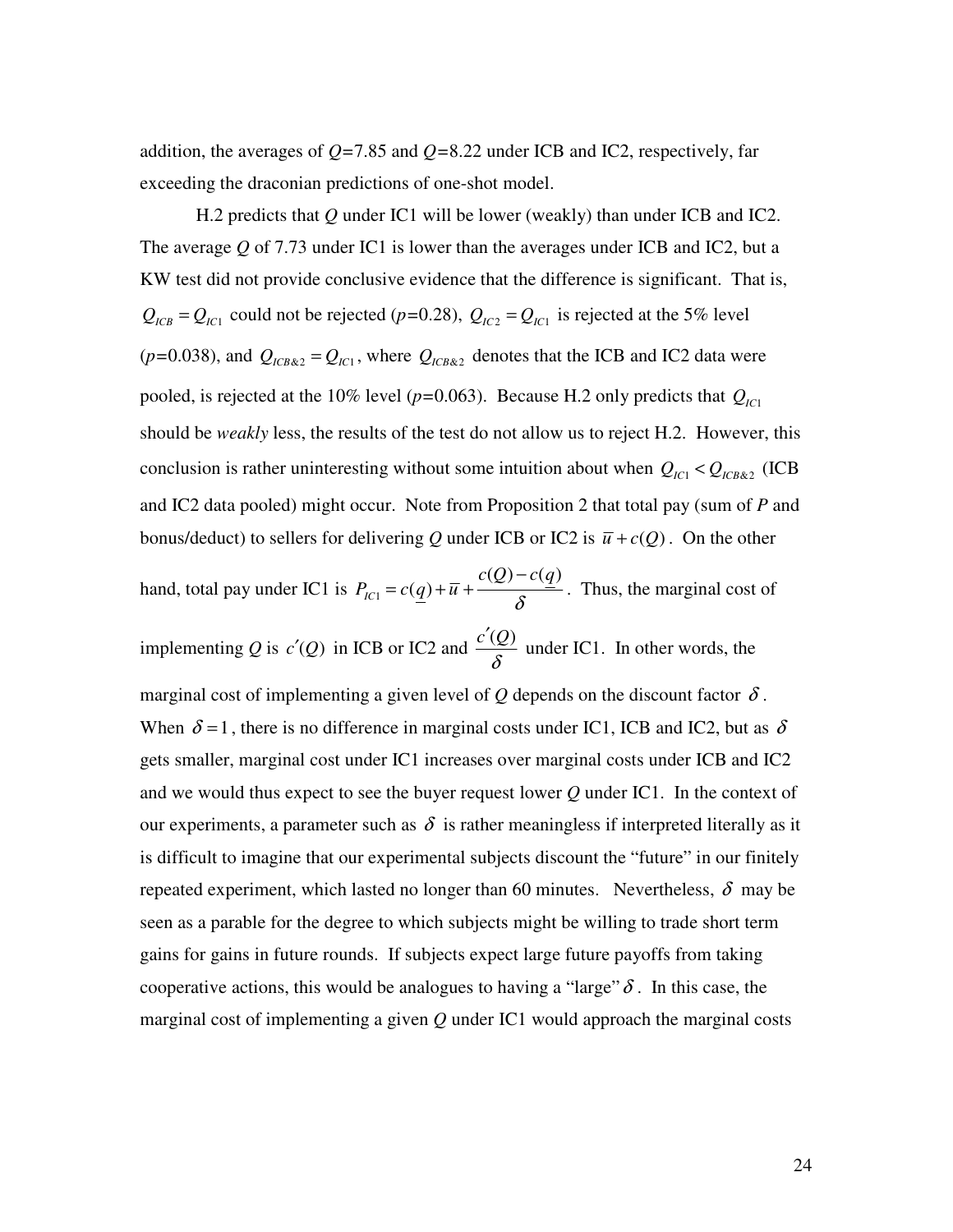addition, the averages of $Q$=7.85 and $Q$=8.22 under ICB and IC2, respectively, far exceeding the draconian predictions of one-shot model.

H.2 predicts that $Q$ under IC1 will be lower (weakly) than under ICB and IC2. The average $Q$ of 7.73 under IC1 is lower than the averages under ICB and IC2, but a KW test did not provide conclusive evidence that the difference is significant. That is, $Q_{ICB} = Q_{IC1}$ could not be rejected ($p$=0.28), $Q_{IC2} = Q_{IC1}$ is rejected at the 5% level ($p$=0.038), and $Q_{ICB\&2} = Q_{IC1}$, where $Q_{ICB\&2}$ denotes that the ICB and IC2 data were pooled, is rejected at the 10% level ($p$=0.063). Because H.2 only predicts that $Q_{IC1}$ should be *weakly* less, the results of the test do not allow us to reject H.2. However, this conclusion is rather uninteresting without some intuition about when $Q_{IC1} < Q_{ICB\&2}$ (ICB and IC2 data pooled) might occur. Note from Proposition 2 that total pay (sum of $P$ and bonus/deduct) to sellers for delivering $Q$ under ICB or IC2 is $\bar{u} + c(Q)$. On the other hand, total pay under IC1 is $P_{IC1} = c(\underline{q}) + \bar{u} + \dfrac{c(Q) - c(\underline{q})}{\delta}$. Thus, the marginal cost of implementing $Q$ is $c'(Q)$ in ICB or IC2 and $\dfrac{c'(Q)}{\delta}$ under IC1. In other words, the marginal cost of implementing a given level of $Q$ depends on the discount factor $\delta$. When $\delta = 1$, there is no difference in marginal costs under IC1, ICB and IC2, but as $\delta$ gets smaller, marginal cost under IC1 increases over marginal costs under ICB and IC2 and we would thus expect to see the buyer request lower $Q$ under IC1. In the context of our experiments, a parameter such as $\delta$ is rather meaningless if interpreted literally as it is difficult to imagine that our experimental subjects discount the "future" in our finitely repeated experiment, which lasted no longer than 60 minutes. Nevertheless, $\delta$ may be seen as a parable for the degree to which subjects might be willing to trade short term gains for gains in future rounds. If subjects expect large future payoffs from taking cooperative actions, this would be analogues to having a "large" $\delta$. In this case, the marginal cost of implementing a given $Q$ under IC1 would approach the marginal costs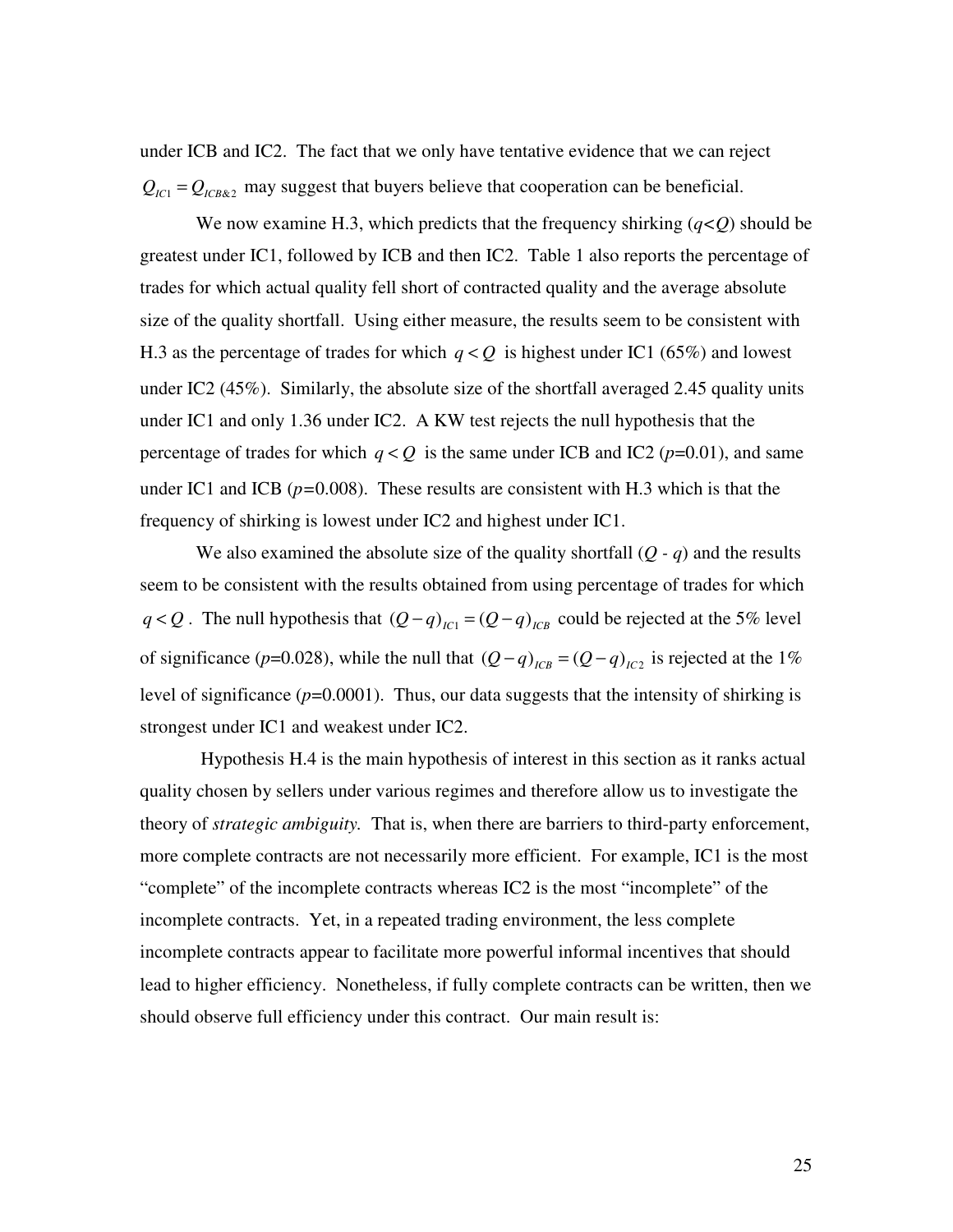under ICB and IC2. The fact that we only have tentative evidence that we can reject $Q_{IC1} = Q_{ICB\&2}$ may suggest that buyers believe that cooperation can be beneficial.

We now examine H.3, which predicts that the frequency shirking ($q<Q$) should be greatest under IC1, followed by ICB and then IC2. Table 1 also reports the percentage of trades for which actual quality fell short of contracted quality and the average absolute size of the quality shortfall. Using either measure, the results seem to be consistent with H.3 as the percentage of trades for which $q < Q$ is highest under IC1 (65%) and lowest under IC2 (45%). Similarly, the absolute size of the shortfall averaged 2.45 quality units under IC1 and only 1.36 under IC2. A KW test rejects the null hypothesis that the percentage of trades for which $q < Q$ is the same under ICB and IC2 ($p$=0.01), and same under IC1 and ICB ($p$=0.008). These results are consistent with H.3 which is that the frequency of shirking is lowest under IC2 and highest under IC1.

We also examined the absolute size of the quality shortfall ($Q$ - $q$) and the results seem to be consistent with the results obtained from using percentage of trades for which $q < Q$. The null hypothesis that $(Q-q)_{IC1} = (Q-q)_{ICB}$ could be rejected at the 5% level of significance ($p$=0.028), while the null that $(Q-q)_{ICB} = (Q-q)_{IC2}$ is rejected at the 1% level of significance ($p$=0.0001). Thus, our data suggests that the intensity of shirking is strongest under IC1 and weakest under IC2.

Hypothesis H.4 is the main hypothesis of interest in this section as it ranks actual quality chosen by sellers under various regimes and therefore allow us to investigate the theory of *strategic ambiguity.* That is, when there are barriers to third-party enforcement, more complete contracts are not necessarily more efficient. For example, IC1 is the most "complete" of the incomplete contracts whereas IC2 is the most "incomplete" of the incomplete contracts. Yet, in a repeated trading environment, the less complete incomplete contracts appear to facilitate more powerful informal incentives that should lead to higher efficiency. Nonetheless, if fully complete contracts can be written, then we should observe full efficiency under this contract. Our main result is: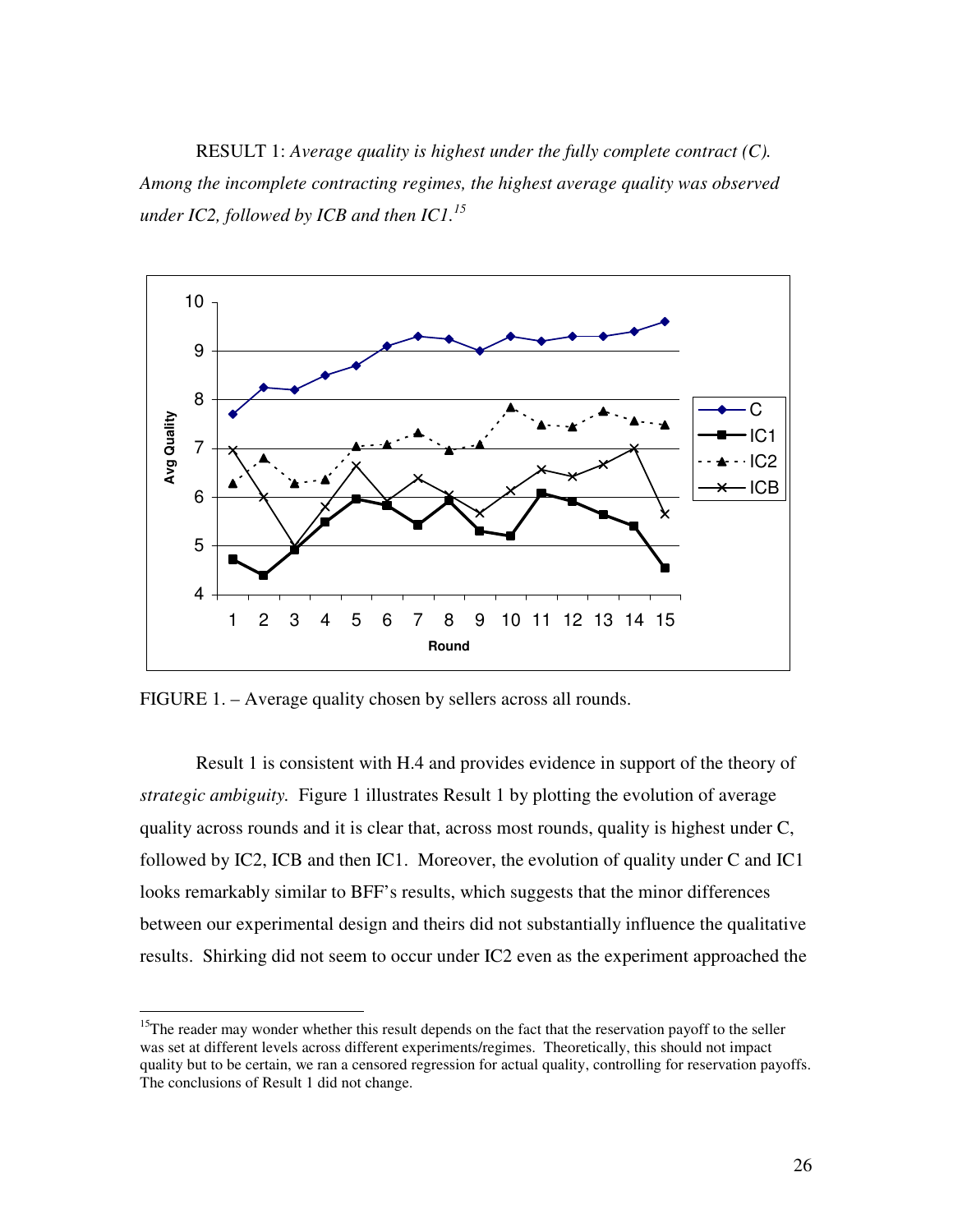RESULT 1: *Average quality is highest under the fully complete contract (C). Among the incomplete contracting regimes, the highest average quality was observed under IC2, followed by ICB and then IC1.*[15]

FIGURE 1. – Average quality chosen by sellers across all rounds.

Result 1 is consistent with H.4 and provides evidence in support of the theory of *strategic ambiguity.* Figure 1 illustrates Result 1 by plotting the evolution of average quality across rounds and it is clear that, across most rounds, quality is highest under C, followed by IC2, ICB and then IC1. Moreover, the evolution of quality under C and IC1 looks remarkably similar to BFF's results, which suggests that the minor differences between our experimental design and theirs did not substantially influence the qualitative results. Shirking did not seem to occur under IC2 even as the experiment approached the

[15]The reader may wonder whether this result depends on the fact that the reservation payoff to the seller was set at different levels across different experiments/regimes. Theoretically, this should not impact quality but to be certain, we ran a censored regression for actual quality, controlling for reservation payoffs. The conclusions of Result 1 did not change.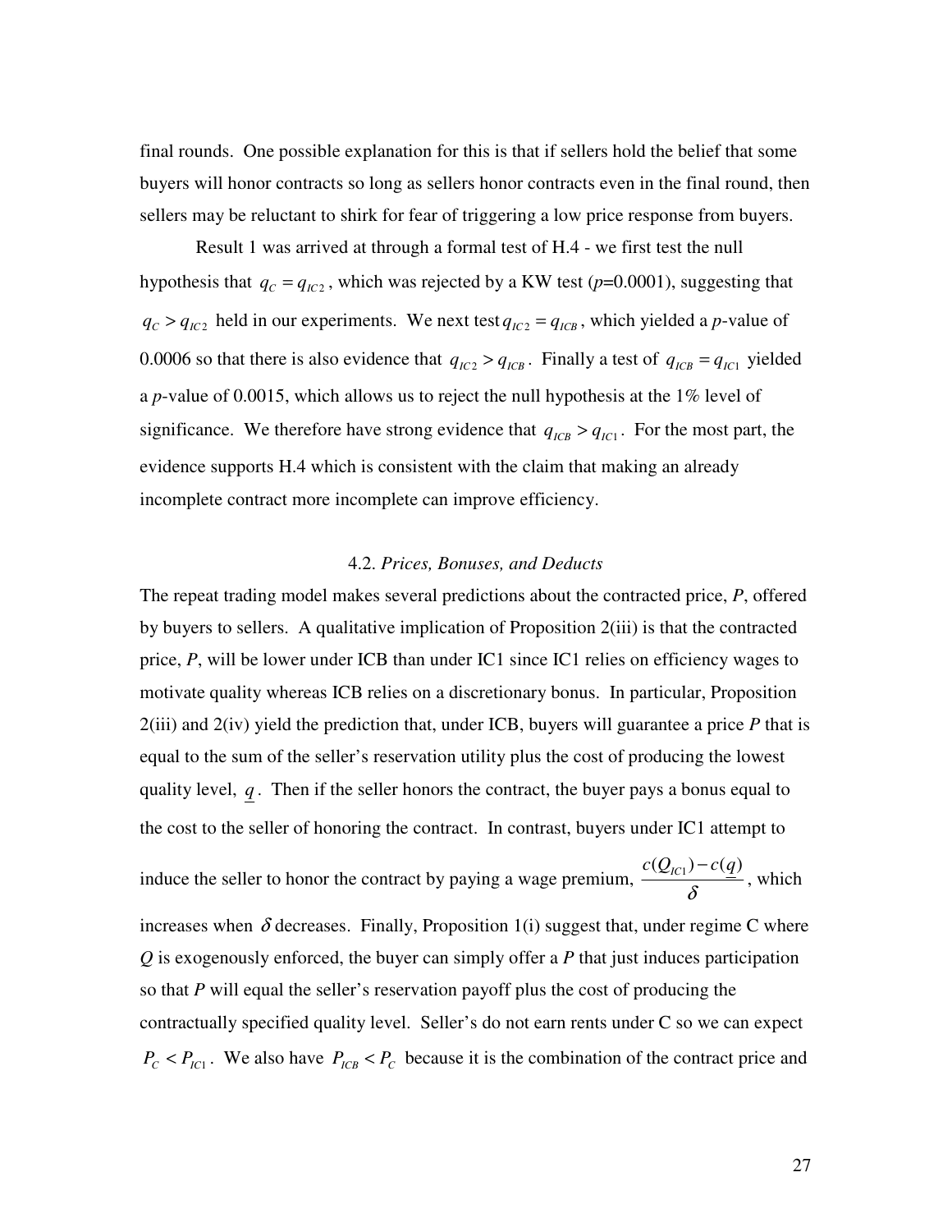final rounds. One possible explanation for this is that if sellers hold the belief that some buyers will honor contracts so long as sellers honor contracts even in the final round, then sellers may be reluctant to shirk for fear of triggering a low price response from buyers.

Result 1 was arrived at through a formal test of H.4 - we first test the null hypothesis that $q_C = q_{IC2}$, which was rejected by a KW test ($p$=0.0001), suggesting that $q_C > q_{IC2}$ held in our experiments. We next test $q_{IC2} = q_{ICB}$, which yielded a $p$-value of 0.0006 so that there is also evidence that $q_{IC2} > q_{ICB}$. Finally a test of $q_{ICB} = q_{IC1}$ yielded a $p$-value of 0.0015, which allows us to reject the null hypothesis at the 1% level of significance. We therefore have strong evidence that $q_{ICB} > q_{IC1}$. For the most part, the evidence supports H.4 which is consistent with the claim that making an already incomplete contract more incomplete can improve efficiency.

### 4.2. *Prices, Bonuses, and Deducts*

The repeat trading model makes several predictions about the contracted price, *P*, offered by buyers to sellers. A qualitative implication of Proposition 2(iii) is that the contracted price, *P*, will be lower under ICB than under IC1 since IC1 relies on efficiency wages to motivate quality whereas ICB relies on a discretionary bonus. In particular, Proposition 2(iii) and 2(iv) yield the prediction that, under ICB, buyers will guarantee a price *P* that is equal to the sum of the seller's reservation utility plus the cost of producing the lowest quality level, $\underline{q}$. Then if the seller honors the contract, the buyer pays a bonus equal to the cost to the seller of honoring the contract. In contrast, buyers under IC1 attempt to induce the seller to honor the contract by paying a wage premium, $\frac{c(Q_{IC1}) - c(\underline{q})}{\delta}$, which increases when $\delta$ decreases. Finally, Proposition 1(i) suggest that, under regime C where *Q* is exogenously enforced, the buyer can simply offer a *P* that just induces participation so that *P* will equal the seller's reservation payoff plus the cost of producing the contractually specified quality level. Seller's do not earn rents under C so we can expect $P_C < P_{IC1}$. We also have $P_{ICB} < P_C$ because it is the combination of the contract price and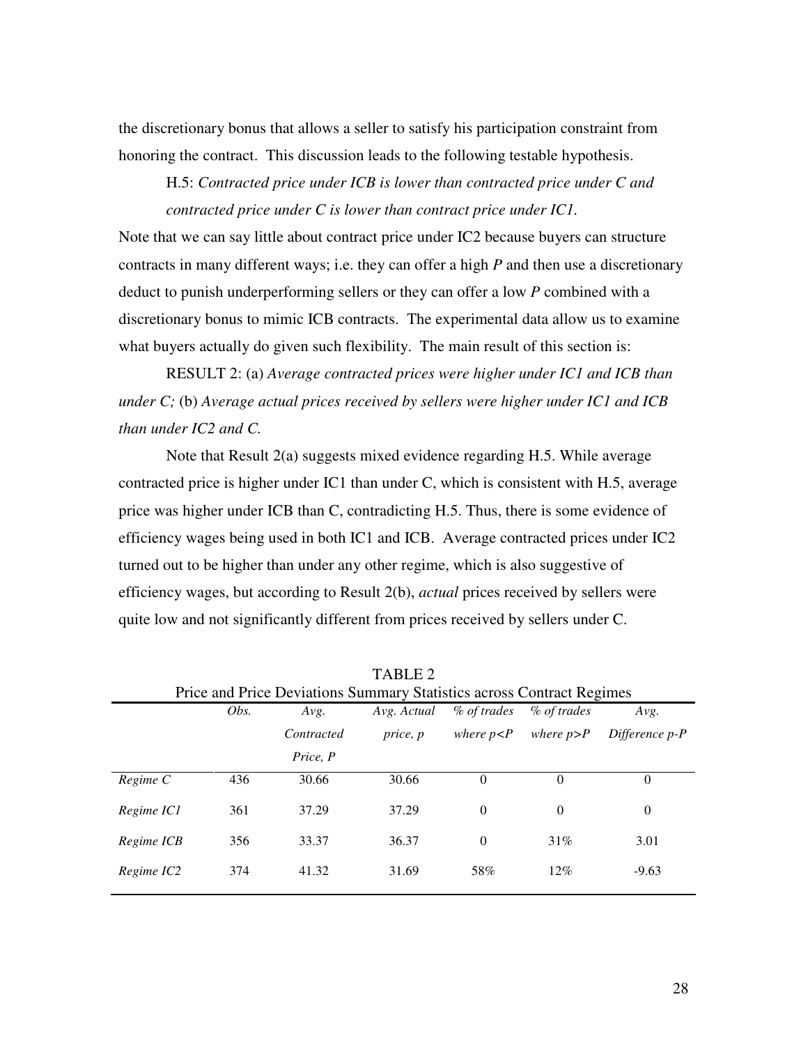the discretionary bonus that allows a seller to satisfy his participation constraint from honoring the contract. This discussion leads to the following testable hypothesis.

H.5: *Contracted price under ICB is lower than contracted price under C and contracted price under C is lower than contract price under IC1.*

Note that we can say little about contract price under IC2 because buyers can structure contracts in many different ways; i.e. they can offer a high *P* and then use a discretionary deduct to punish underperforming sellers or they can offer a low *P* combined with a discretionary bonus to mimic ICB contracts. The experimental data allow us to examine what buyers actually do given such flexibility. The main result of this section is:

RESULT 2: (a) *Average contracted prices were higher under IC1 and ICB than under C;* (b) *Average actual prices received by sellers were higher under IC1 and ICB than under IC2 and C.*

Note that Result 2(a) suggests mixed evidence regarding H.5. While average contracted price is higher under IC1 than under C, which is consistent with H.5, average price was higher under ICB than C, contradicting H.5. Thus, there is some evidence of efficiency wages being used in both IC1 and ICB. Average contracted prices under IC2 turned out to be higher than under any other regime, which is also suggestive of efficiency wages, but according to Result 2(b), *actual* prices received by sellers were quite low and not significantly different from prices received by sellers under C.

TABLE 2
Price and Price Deviations Summary Statistics across Contract Regimes

| | *Obs.* | *Avg. Contracted Price, P* | *Avg. Actual price, p* | *% of trades where p<P* | *% of trades where p>P* | *Avg. Difference p-P* |
|---|---|---|---|---|---|---|
| *Regime C* | 436 | 30.66 | 30.66 | 0 | 0 | 0 |
| *Regime IC1* | 361 | 37.29 | 37.29 | 0 | 0 | 0 |
| *Regime ICB* | 356 | 33.37 | 36.37 | 0 | 31% | 3.01 |
| *Regime IC2* | 374 | 41.32 | 31.69 | 58% | 12% | -9.63 |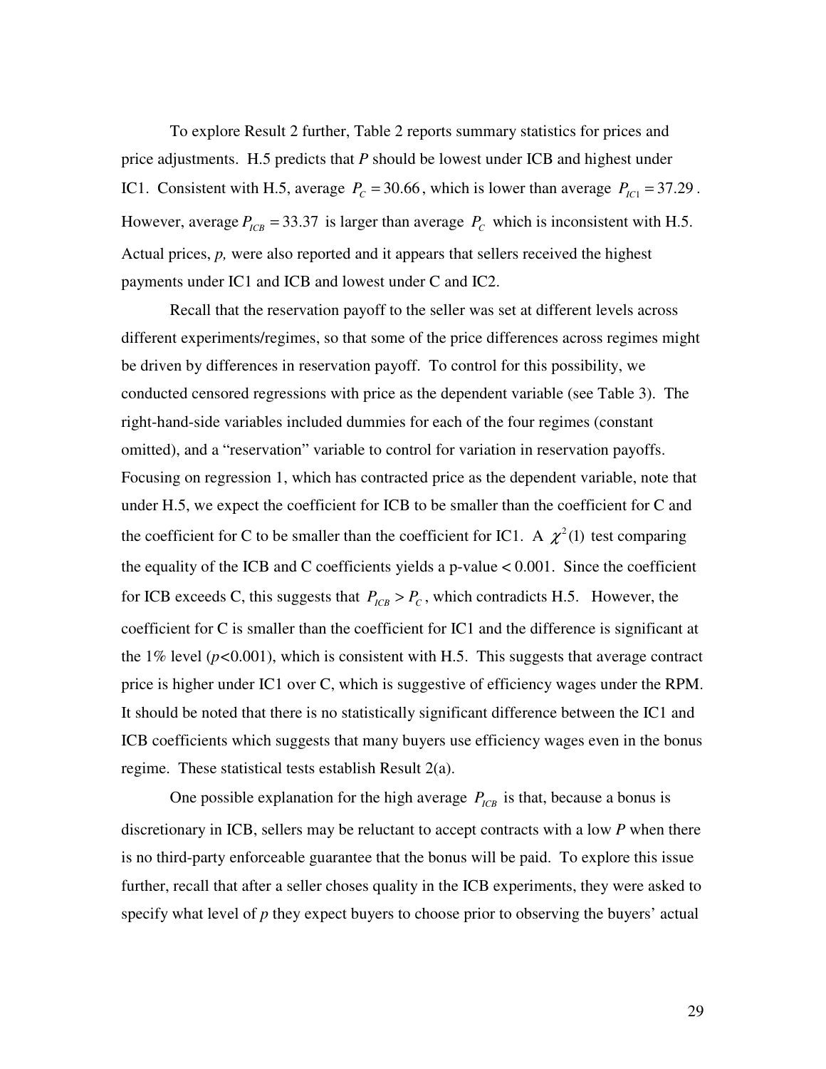To explore Result 2 further, Table 2 reports summary statistics for prices and price adjustments. H.5 predicts that *P* should be lowest under ICB and highest under IC1. Consistent with H.5, average $P_C = 30.66$, which is lower than average $P_{IC1} = 37.29$. However, average $P_{ICB} = 33.37$ is larger than average $P_C$ which is inconsistent with H.5. Actual prices, *p,* were also reported and it appears that sellers received the highest payments under IC1 and ICB and lowest under C and IC2.

Recall that the reservation payoff to the seller was set at different levels across different experiments/regimes, so that some of the price differences across regimes might be driven by differences in reservation payoff. To control for this possibility, we conducted censored regressions with price as the dependent variable (see Table 3). The right-hand-side variables included dummies for each of the four regimes (constant omitted), and a "reservation" variable to control for variation in reservation payoffs. Focusing on regression 1, which has contracted price as the dependent variable, note that under H.5, we expect the coefficient for ICB to be smaller than the coefficient for C and the coefficient for C to be smaller than the coefficient for IC1. A $\chi^2(1)$ test comparing the equality of the ICB and C coefficients yields a p-value < 0.001. Since the coefficient for ICB exceeds C, this suggests that $P_{ICB} > P_C$, which contradicts H.5. However, the coefficient for C is smaller than the coefficient for IC1 and the difference is significant at the 1% level ($p$<0.001), which is consistent with H.5. This suggests that average contract price is higher under IC1 over C, which is suggestive of efficiency wages under the RPM. It should be noted that there is no statistically significant difference between the IC1 and ICB coefficients which suggests that many buyers use efficiency wages even in the bonus regime. These statistical tests establish Result 2(a).

One possible explanation for the high average $P_{ICB}$ is that, because a bonus is discretionary in ICB, sellers may be reluctant to accept contracts with a low *P* when there is no third-party enforceable guarantee that the bonus will be paid. To explore this issue further, recall that after a seller choses quality in the ICB experiments, they were asked to specify what level of *p* they expect buyers to choose prior to observing the buyers' actual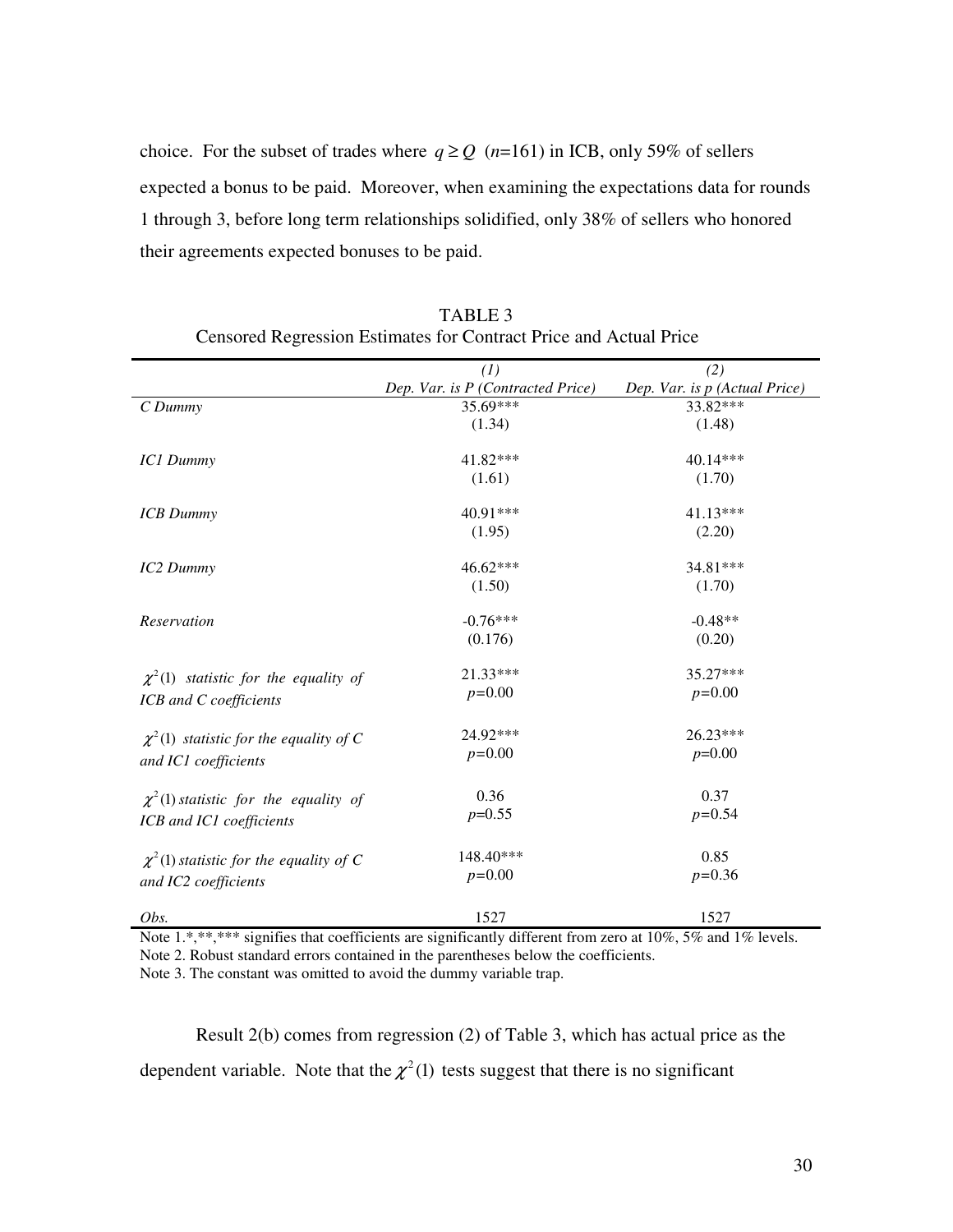choice. For the subset of trades where $q \geq Q$ ($n$=161) in ICB, only 59% of sellers expected a bonus to be paid. Moreover, when examining the expectations data for rounds 1 through 3, before long term relationships solidified, only 38% of sellers who honored their agreements expected bonuses to be paid.

TABLE 3
Censored Regression Estimates for Contract Price and Actual Price

| | *(1)* *Dep. Var. is P (Contracted Price)* | *(2)* *Dep. Var. is p (Actual Price)* |
|---|---|---|
| *C Dummy* | 35.69*** (1.34) | 33.82*** (1.48) |
| *IC1 Dummy* | 41.82*** (1.61) | 40.14*** (1.70) |
| *ICB Dummy* | 40.91*** (1.95) | 41.13*** (2.20) |
| *IC2 Dummy* | 46.62*** (1.50) | 34.81*** (1.70) |
| *Reservation* | -0.76*** (0.176) | -0.48** (0.20) |
| $\chi^2(1)$ *statistic for the equality of ICB and C coefficients* | 21.33*** $p$=0.00 | 35.27*** $p$=0.00 |
| $\chi^2(1)$ *statistic for the equality of C and IC1 coefficients* | 24.92*** $p$=0.00 | 26.23*** $p$=0.00 |
| $\chi^2(1)$ *statistic for the equality of ICB and IC1 coefficients* | 0.36 $p$=0.55 | 0.37 $p$=0.54 |
| $\chi^2(1)$ *statistic for the equality of C and IC2 coefficients* | 148.40*** $p$=0.00 | 0.85 $p$=0.36 |
| *Obs.* | 1527 | 1527 |

Note 1.*,**,*** signifies that coefficients are significantly different from zero at 10%, 5% and 1% levels.
Note 2. Robust standard errors contained in the parentheses below the coefficients.
Note 3. The constant was omitted to avoid the dummy variable trap.

Result 2(b) comes from regression (2) of Table 3, which has actual price as the dependent variable. Note that the $\chi^2(1)$ tests suggest that there is no significant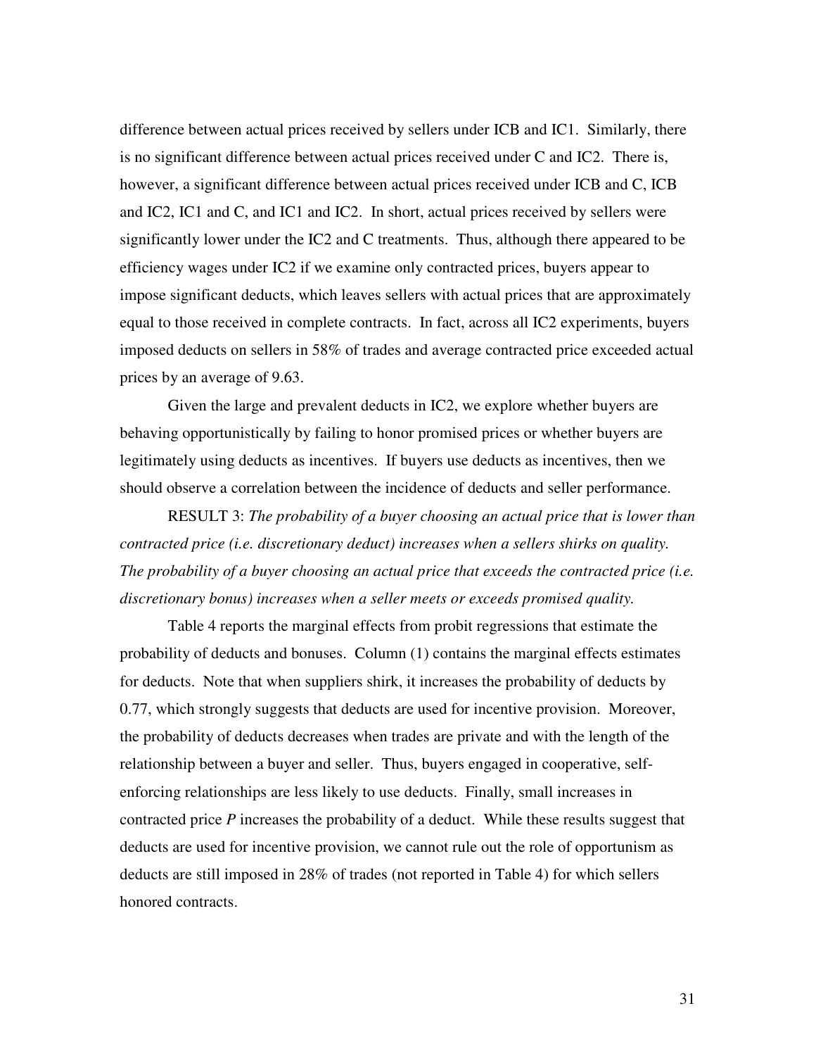difference between actual prices received by sellers under ICB and IC1. Similarly, there is no significant difference between actual prices received under C and IC2. There is, however, a significant difference between actual prices received under ICB and C, ICB and IC2, IC1 and C, and IC1 and IC2. In short, actual prices received by sellers were significantly lower under the IC2 and C treatments. Thus, although there appeared to be efficiency wages under IC2 if we examine only contracted prices, buyers appear to impose significant deducts, which leaves sellers with actual prices that are approximately equal to those received in complete contracts. In fact, across all IC2 experiments, buyers imposed deducts on sellers in 58% of trades and average contracted price exceeded actual prices by an average of 9.63.

Given the large and prevalent deducts in IC2, we explore whether buyers are behaving opportunistically by failing to honor promised prices or whether buyers are legitimately using deducts as incentives. If buyers use deducts as incentives, then we should observe a correlation between the incidence of deducts and seller performance.

RESULT 3: *The probability of a buyer choosing an actual price that is lower than contracted price (i.e. discretionary deduct) increases when a sellers shirks on quality. The probability of a buyer choosing an actual price that exceeds the contracted price (i.e. discretionary bonus) increases when a seller meets or exceeds promised quality.*

Table 4 reports the marginal effects from probit regressions that estimate the probability of deducts and bonuses. Column (1) contains the marginal effects estimates for deducts. Note that when suppliers shirk, it increases the probability of deducts by 0.77, which strongly suggests that deducts are used for incentive provision. Moreover, the probability of deducts decreases when trades are private and with the length of the relationship between a buyer and seller. Thus, buyers engaged in cooperative, self-enforcing relationships are less likely to use deducts. Finally, small increases in contracted price *P* increases the probability of a deduct. While these results suggest that deducts are used for incentive provision, we cannot rule out the role of opportunism as deducts are still imposed in 28% of trades (not reported in Table 4) for which sellers honored contracts.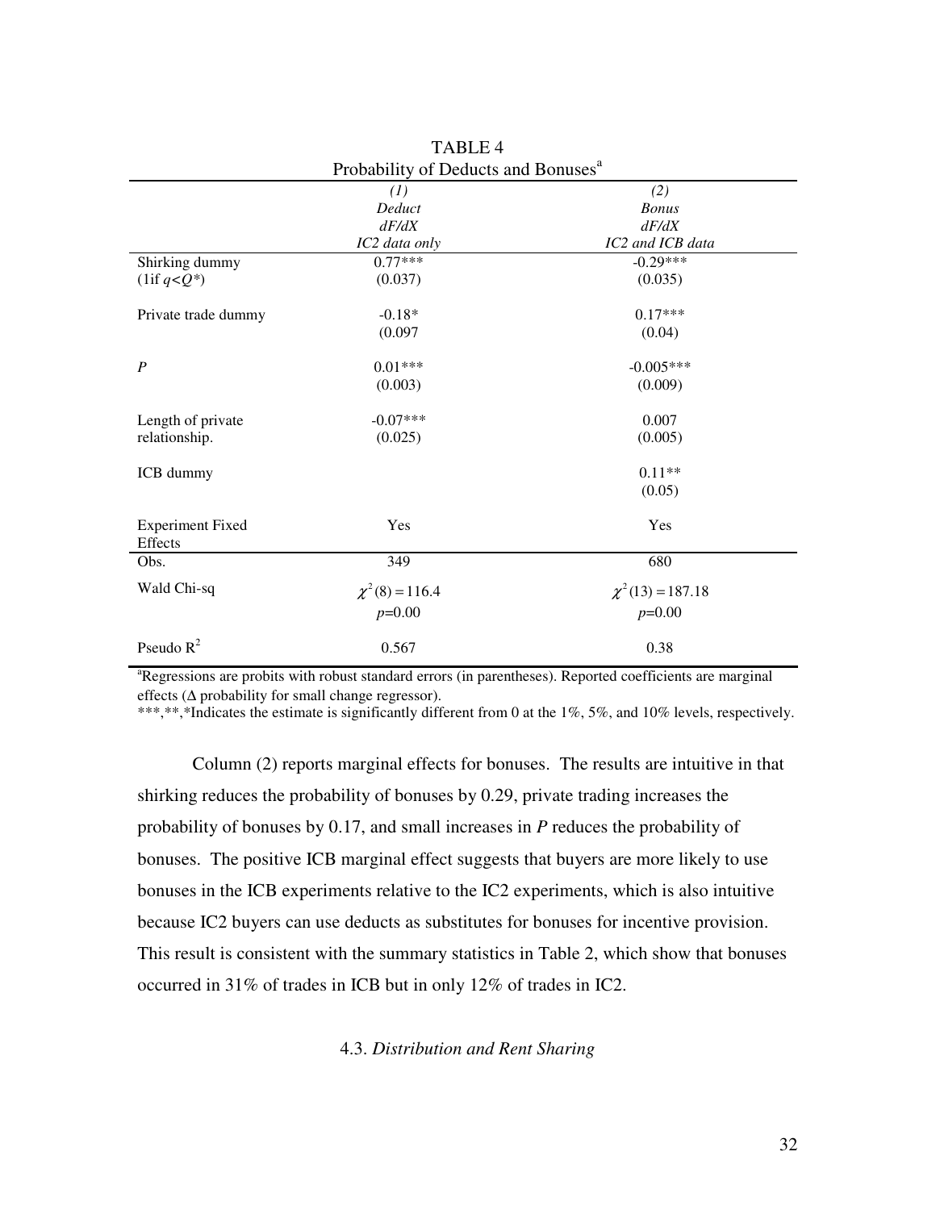TABLE 4

Probability of Deducts and Bonuses[a]

| | *(1)* *Deduct* *dF/dX* *IC2 data only* | *(2)* *Bonus* *dF/dX* *IC2 and ICB data* |
|---|---|---|
| Shirking dummy (1if $q<Q^*$) | 0.77*** (0.037) | -0.29*** (0.035) |
| Private trade dummy | -0.18* (0.097 | 0.17*** (0.04) |
| $P$ | 0.01*** (0.003) | -0.005*** (0.009) |
| Length of private relationship. | -0.07*** (0.025) | 0.007 (0.005) |
| ICB dummy | | 0.11** (0.05) |
| Experiment Fixed Effects | Yes | Yes |
| Obs. | 349 | 680 |
| Wald Chi-sq | $\chi^2(8) = 116.4$ $p$=0.00 | $\chi^2(13) = 187.18$ $p$=0.00 |
| Pseudo $R^2$ | 0.567 | 0.38 |

[a]Regressions are probits with robust standard errors (in parentheses). Reported coefficients are marginal effects (Δ probability for small change regressor).

***,**,*Indicates the estimate is significantly different from 0 at the 1%, 5%, and 10% levels, respectively.

Column (2) reports marginal effects for bonuses. The results are intuitive in that shirking reduces the probability of bonuses by 0.29, private trading increases the probability of bonuses by 0.17, and small increases in $P$ reduces the probability of bonuses. The positive ICB marginal effect suggests that buyers are more likely to use bonuses in the ICB experiments relative to the IC2 experiments, which is also intuitive because IC2 buyers can use deducts as substitutes for bonuses for incentive provision. This result is consistent with the summary statistics in Table 2, which show that bonuses occurred in 31% of trades in ICB but in only 12% of trades in IC2.

### 4.3. *Distribution and Rent Sharing*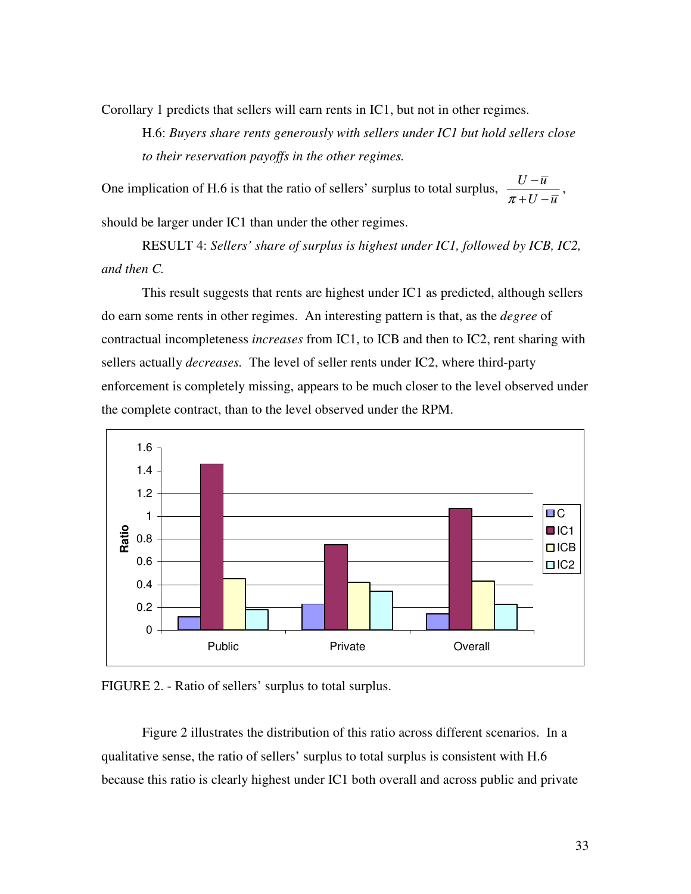Corollary 1 predicts that sellers will earn rents in IC1, but not in other regimes.

H.6: *Buyers share rents generously with sellers under IC1 but hold sellers close to their reservation payoffs in the other regimes.*

One implication of H.6 is that the ratio of sellers' surplus to total surplus, $\frac{U-\overline{u}}{\pi+U-\overline{u}}$, should be larger under IC1 than under the other regimes.

RESULT 4: *Sellers' share of surplus is highest under IC1, followed by ICB, IC2, and then C.*

This result suggests that rents are highest under IC1 as predicted, although sellers do earn some rents in other regimes. An interesting pattern is that, as the *degree* of contractual incompleteness *increases* from IC1, to ICB and then to IC2, rent sharing with sellers actually *decreases.* The level of seller rents under IC2, where third-party enforcement is completely missing, appears to be much closer to the level observed under the complete contract, than to the level observed under the RPM.

FIGURE 2. - Ratio of sellers' surplus to total surplus.

Figure 2 illustrates the distribution of this ratio across different scenarios. In a qualitative sense, the ratio of sellers' surplus to total surplus is consistent with H.6 because this ratio is clearly highest under IC1 both overall and across public and private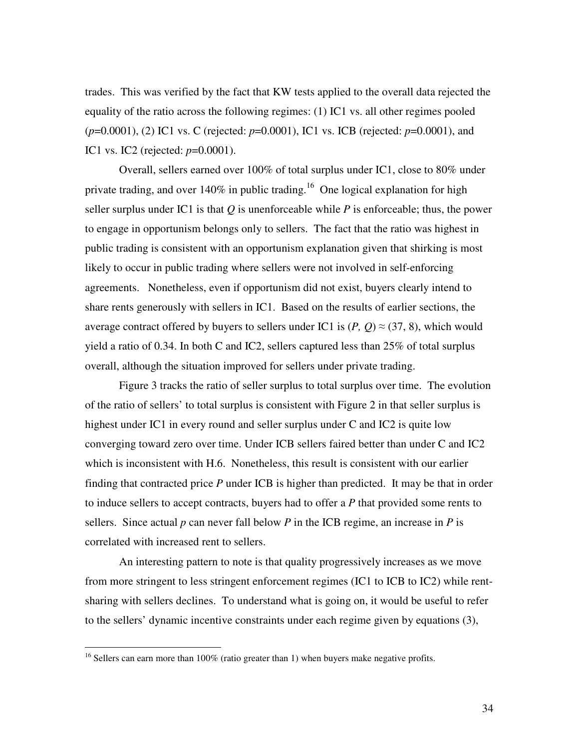trades. This was verified by the fact that KW tests applied to the overall data rejected the equality of the ratio across the following regimes: (1) IC1 vs. all other regimes pooled ($p$=0.0001), (2) IC1 vs. C (rejected: $p$=0.0001), IC1 vs. ICB (rejected: $p$=0.0001), and IC1 vs. IC2 (rejected: $p$=0.0001).

Overall, sellers earned over 100% of total surplus under IC1, close to 80% under private trading, and over 140% in public trading.[16] One logical explanation for high seller surplus under IC1 is that $Q$ is unenforceable while $P$ is enforceable; thus, the power to engage in opportunism belongs only to sellers. The fact that the ratio was highest in public trading is consistent with an opportunism explanation given that shirking is most likely to occur in public trading where sellers were not involved in self-enforcing agreements. Nonetheless, even if opportunism did not exist, buyers clearly intend to share rents generously with sellers in IC1. Based on the results of earlier sections, the average contract offered by buyers to sellers under IC1 is $(P, Q) \approx (37, 8)$, which would yield a ratio of 0.34. In both C and IC2, sellers captured less than 25% of total surplus overall, although the situation improved for sellers under private trading.

Figure 3 tracks the ratio of seller surplus to total surplus over time. The evolution of the ratio of sellers' to total surplus is consistent with Figure 2 in that seller surplus is highest under IC1 in every round and seller surplus under C and IC2 is quite low converging toward zero over time. Under ICB sellers faired better than under C and IC2 which is inconsistent with H.6. Nonetheless, this result is consistent with our earlier finding that contracted price $P$ under ICB is higher than predicted. It may be that in order to induce sellers to accept contracts, buyers had to offer a $P$ that provided some rents to sellers. Since actual $p$ can never fall below $P$ in the ICB regime, an increase in $P$ is correlated with increased rent to sellers.

An interesting pattern to note is that quality progressively increases as we move from more stringent to less stringent enforcement regimes (IC1 to ICB to IC2) while rent-sharing with sellers declines. To understand what is going on, it would be useful to refer to the sellers' dynamic incentive constraints under each regime given by equations (3),

[16] Sellers can earn more than 100% (ratio greater than 1) when buyers make negative profits.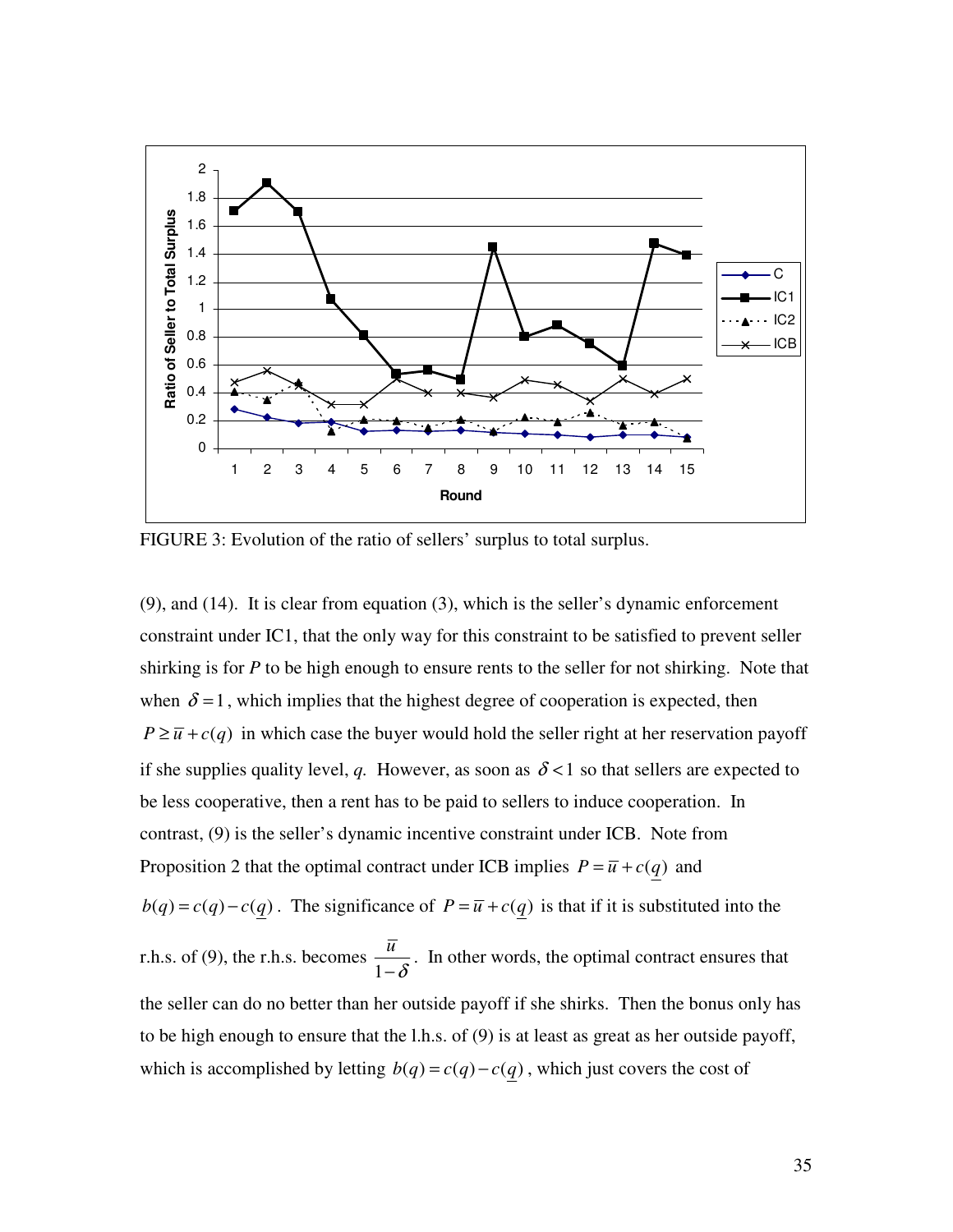FIGURE 3: Evolution of the ratio of sellers' surplus to total surplus.

(9), and (14). It is clear from equation (3), which is the seller's dynamic enforcement constraint under IC1, that the only way for this constraint to be satisfied to prevent seller shirking is for *P* to be high enough to ensure rents to the seller for not shirking. Note that when $\delta = 1$, which implies that the highest degree of cooperation is expected, then $P \geq \bar{u} + c(q)$ in which case the buyer would hold the seller right at her reservation payoff if she supplies quality level, *q*. However, as soon as $\delta < 1$ so that sellers are expected to be less cooperative, then a rent has to be paid to sellers to induce cooperation. In contrast, (9) is the seller's dynamic incentive constraint under ICB. Note from Proposition 2 that the optimal contract under ICB implies $P = \bar{u} + c(\underline{q})$ and $b(q) = c(q) - c(\underline{q})$. The significance of $P = \bar{u} + c(\underline{q})$ is that if it is substituted into the r.h.s. of (9), the r.h.s. becomes $\frac{\bar{u}}{1-\delta}$. In other words, the optimal contract ensures that the seller can do no better than her outside payoff if she shirks. Then the bonus only has to be high enough to ensure that the l.h.s. of (9) is at least as great as her outside payoff, which is accomplished by letting $b(q) = c(q) - c(\underline{q})$, which just covers the cost of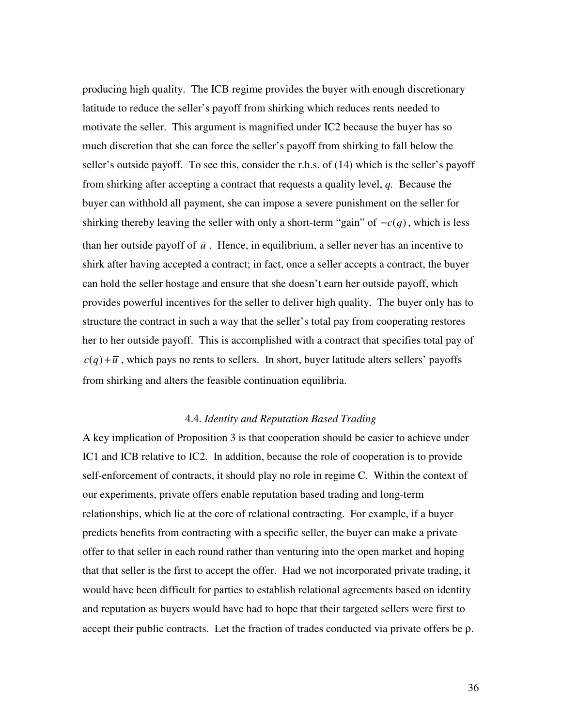producing high quality. The ICB regime provides the buyer with enough discretionary latitude to reduce the seller's payoff from shirking which reduces rents needed to motivate the seller. This argument is magnified under IC2 because the buyer has so much discretion that she can force the seller's payoff from shirking to fall below the seller's outside payoff. To see this, consider the r.h.s. of (14) which is the seller's payoff from shirking after accepting a contract that requests a quality level, $q$. Because the buyer can withhold all payment, she can impose a severe punishment on the seller for shirking thereby leaving the seller with only a short-term "gain" of $-c(\underline{q})$, which is less than her outside payoff of $\bar{u}$. Hence, in equilibrium, a seller never has an incentive to shirk after having accepted a contract; in fact, once a seller accepts a contract, the buyer can hold the seller hostage and ensure that she doesn't earn her outside payoff, which provides powerful incentives for the seller to deliver high quality. The buyer only has to structure the contract in such a way that the seller's total pay from cooperating restores her to her outside payoff. This is accomplished with a contract that specifies total pay of $c(q)+\bar{u}$, which pays no rents to sellers. In short, buyer latitude alters sellers' payoffs from shirking and alters the feasible continuation equilibria.

### 4.4. *Identity and Reputation Based Trading*

A key implication of Proposition 3 is that cooperation should be easier to achieve under IC1 and ICB relative to IC2. In addition, because the role of cooperation is to provide self-enforcement of contracts, it should play no role in regime C. Within the context of our experiments, private offers enable reputation based trading and long-term relationships, which lie at the core of relational contracting. For example, if a buyer predicts benefits from contracting with a specific seller, the buyer can make a private offer to that seller in each round rather than venturing into the open market and hoping that that seller is the first to accept the offer. Had we not incorporated private trading, it would have been difficult for parties to establish relational agreements based on identity and reputation as buyers would have had to hope that their targeted sellers were first to accept their public contracts. Let the fraction of trades conducted via private offers be $\rho$.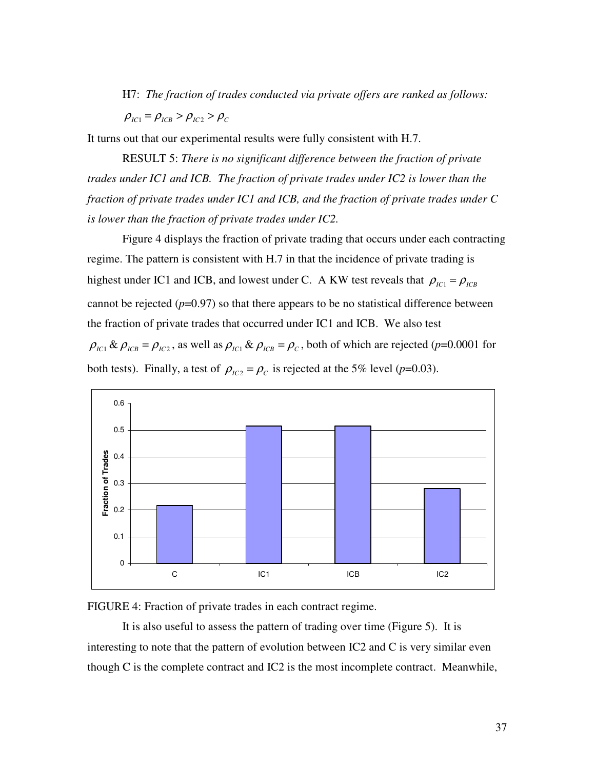H7: *The fraction of trades conducted via private offers are ranked as follows:*

$\rho_{IC1} = \rho_{ICB} > \rho_{IC2} > \rho_C$

It turns out that our experimental results were fully consistent with H.7.

RESULT 5: *There is no significant difference between the fraction of private trades under IC1 and ICB. The fraction of private trades under IC2 is lower than the fraction of private trades under IC1 and ICB, and the fraction of private trades under C is lower than the fraction of private trades under IC2.*

Figure 4 displays the fraction of private trading that occurs under each contracting regime. The pattern is consistent with H.7 in that the incidence of private trading is highest under IC1 and ICB, and lowest under C. A KW test reveals that $\rho_{IC1} = \rho_{ICB}$ cannot be rejected (*p*=0.97) so that there appears to be no statistical difference between the fraction of private trades that occurred under IC1 and ICB. We also test $\rho_{IC1}$ & $\rho_{ICB} = \rho_{IC2}$, as well as $\rho_{IC1}$ & $\rho_{ICB} = \rho_C$, both of which are rejected (*p*=0.0001 for both tests). Finally, a test of $\rho_{IC2} = \rho_C$ is rejected at the 5% level (*p*=0.03).

FIGURE 4: Fraction of private trades in each contract regime.

It is also useful to assess the pattern of trading over time (Figure 5). It is interesting to note that the pattern of evolution between IC2 and C is very similar even though C is the complete contract and IC2 is the most incomplete contract. Meanwhile,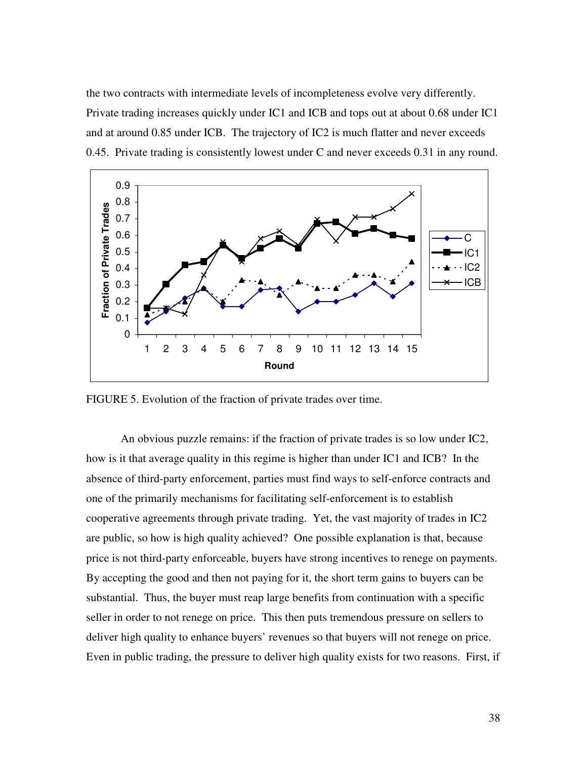the two contracts with intermediate levels of incompleteness evolve very differently. Private trading increases quickly under IC1 and ICB and tops out at about 0.68 under IC1 and at around 0.85 under ICB. The trajectory of IC2 is much flatter and never exceeds 0.45. Private trading is consistently lowest under C and never exceeds 0.31 in any round.

FIGURE 5. Evolution of the fraction of private trades over time.

An obvious puzzle remains: if the fraction of private trades is so low under IC2, how is it that average quality in this regime is higher than under IC1 and ICB? In the absence of third-party enforcement, parties must find ways to self-enforce contracts and one of the primarily mechanisms for facilitating self-enforcement is to establish cooperative agreements through private trading. Yet, the vast majority of trades in IC2 are public, so how is high quality achieved? One possible explanation is that, because price is not third-party enforceable, buyers have strong incentives to renege on payments. By accepting the good and then not paying for it, the short term gains to buyers can be substantial. Thus, the buyer must reap large benefits from continuation with a specific seller in order to not renege on price. This then puts tremendous pressure on sellers to deliver high quality to enhance buyers' revenues so that buyers will not renege on price. Even in public trading, the pressure to deliver high quality exists for two reasons. First, if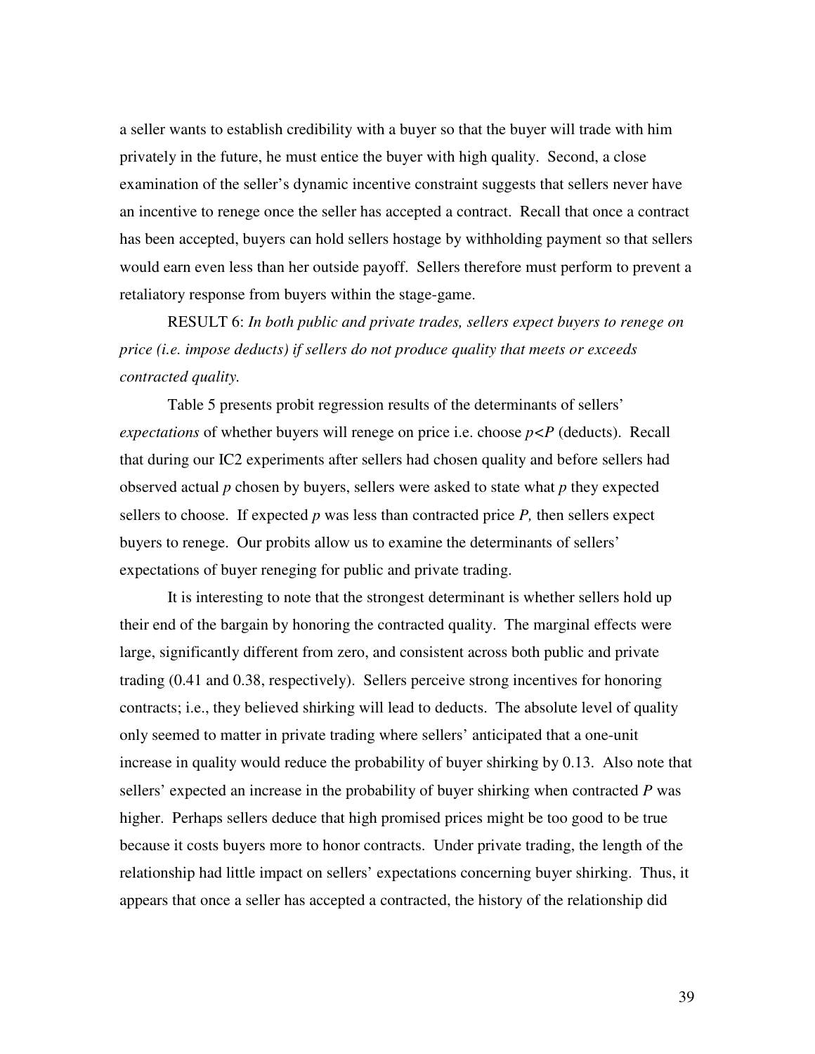a seller wants to establish credibility with a buyer so that the buyer will trade with him privately in the future, he must entice the buyer with high quality. Second, a close examination of the seller's dynamic incentive constraint suggests that sellers never have an incentive to renege once the seller has accepted a contract. Recall that once a contract has been accepted, buyers can hold sellers hostage by withholding payment so that sellers would earn even less than her outside payoff. Sellers therefore must perform to prevent a retaliatory response from buyers within the stage-game.

RESULT 6: *In both public and private trades, sellers expect buyers to renege on price (i.e. impose deducts) if sellers do not produce quality that meets or exceeds contracted quality.*

Table 5 presents probit regression results of the determinants of sellers' *expectations* of whether buyers will renege on price i.e. choose $p<P$ (deducts). Recall that during our IC2 experiments after sellers had chosen quality and before sellers had observed actual $p$ chosen by buyers, sellers were asked to state what $p$ they expected sellers to choose. If expected $p$ was less than contracted price $P$, then sellers expect buyers to renege. Our probits allow us to examine the determinants of sellers' expectations of buyer reneging for public and private trading.

It is interesting to note that the strongest determinant is whether sellers hold up their end of the bargain by honoring the contracted quality. The marginal effects were large, significantly different from zero, and consistent across both public and private trading (0.41 and 0.38, respectively). Sellers perceive strong incentives for honoring contracts; i.e., they believed shirking will lead to deducts. The absolute level of quality only seemed to matter in private trading where sellers' anticipated that a one-unit increase in quality would reduce the probability of buyer shirking by 0.13. Also note that sellers' expected an increase in the probability of buyer shirking when contracted $P$ was higher. Perhaps sellers deduce that high promised prices might be too good to be true because it costs buyers more to honor contracts. Under private trading, the length of the relationship had little impact on sellers' expectations concerning buyer shirking. Thus, it appears that once a seller has accepted a contracted, the history of the relationship did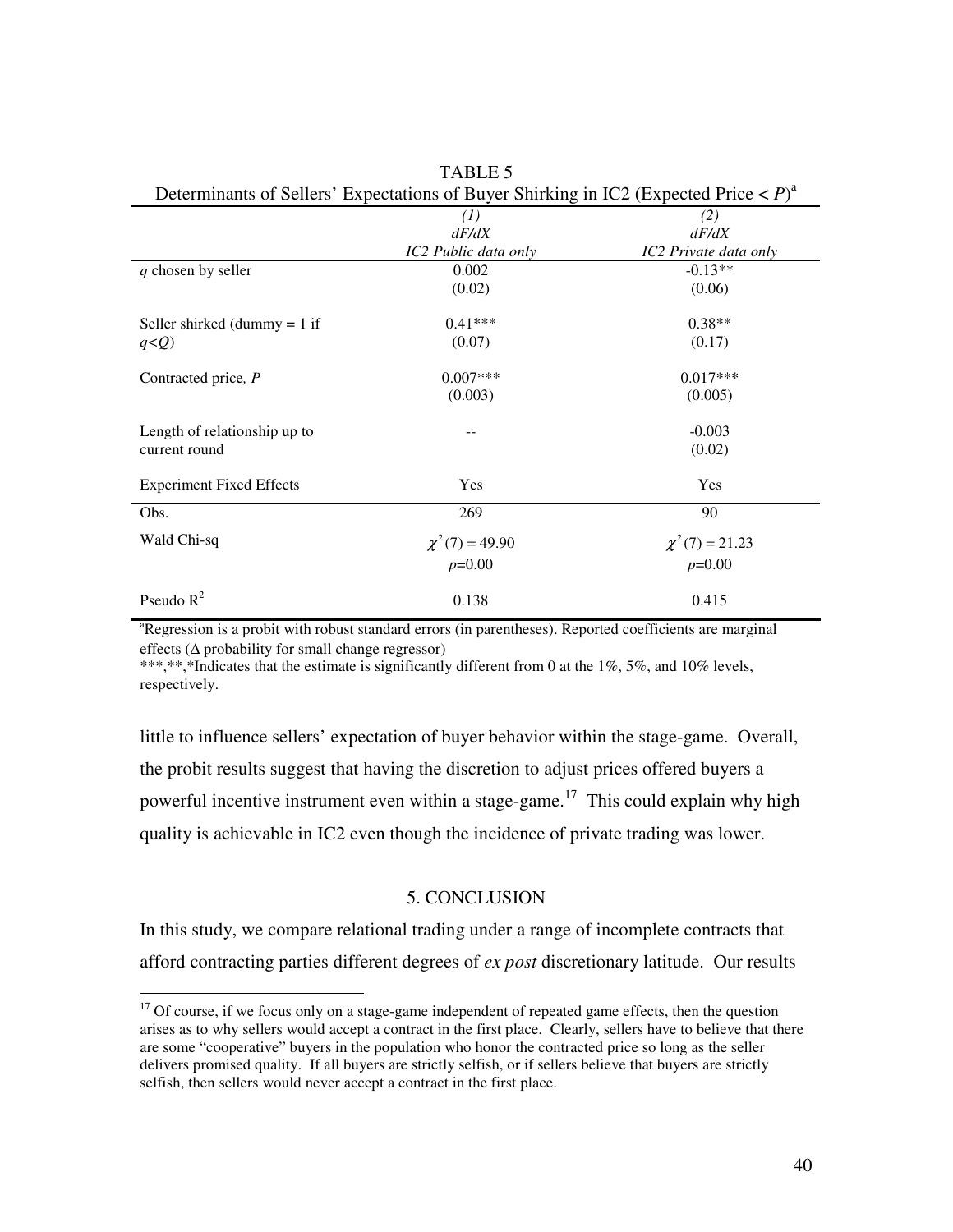TABLE 5

Determinants of Sellers' Expectations of Buyer Shirking in IC2 (Expected Price < $P$)[a]

| | (1) *dF/dX* *IC2 Public data only* | (2) *dF/dX* *IC2 Private data only* |
|---|---|---|
| $q$ chosen by seller | 0.002 | -0.13** |
| | (0.02) | (0.06) |
| Seller shirked (dummy = 1 if $q<Q$) | 0.41*** | 0.38** |
| | (0.07) | (0.17) |
| Contracted price, $P$ | 0.007*** | 0.017*** |
| | (0.003) | (0.005) |
| Length of relationship up to current round | -- | -0.003 |
| | | (0.02) |
| Experiment Fixed Effects | Yes | Yes |
| Obs. | 269 | 90 |
| Wald Chi-sq | $\chi^2(7) = 49.90$ | $\chi^2(7) = 21.23$ |
| | $p$=0.00 | $p$=0.00 |
| Pseudo $R^2$ | 0.138 | 0.415 |

[a]Regression is a probit with robust standard errors (in parentheses). Reported coefficients are marginal effects (Δ probability for small change regressor)

***,**,*Indicates that the estimate is significantly different from 0 at the 1%, 5%, and 10% levels, respectively.

little to influence sellers' expectation of buyer behavior within the stage-game. Overall, the probit results suggest that having the discretion to adjust prices offered buyers a powerful incentive instrument even within a stage-game.[17] This could explain why high quality is achievable in IC2 even though the incidence of private trading was lower.

## 5. CONCLUSION

In this study, we compare relational trading under a range of incomplete contracts that afford contracting parties different degrees of *ex post* discretionary latitude. Our results

[17] Of course, if we focus only on a stage-game independent of repeated game effects, then the question arises as to why sellers would accept a contract in the first place. Clearly, sellers have to believe that there are some "cooperative" buyers in the population who honor the contracted price so long as the seller delivers promised quality. If all buyers are strictly selfish, or if sellers believe that buyers are strictly selfish, then sellers would never accept a contract in the first place.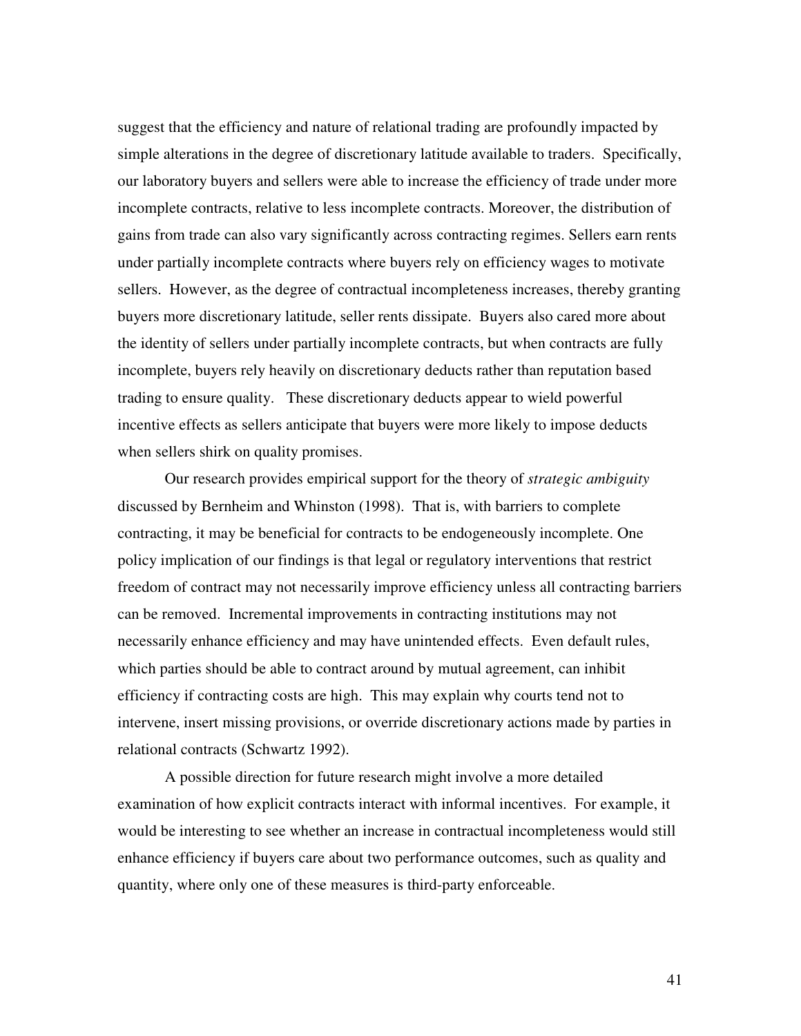suggest that the efficiency and nature of relational trading are profoundly impacted by simple alterations in the degree of discretionary latitude available to traders. Specifically, our laboratory buyers and sellers were able to increase the efficiency of trade under more incomplete contracts, relative to less incomplete contracts. Moreover, the distribution of gains from trade can also vary significantly across contracting regimes. Sellers earn rents under partially incomplete contracts where buyers rely on efficiency wages to motivate sellers. However, as the degree of contractual incompleteness increases, thereby granting buyers more discretionary latitude, seller rents dissipate. Buyers also cared more about the identity of sellers under partially incomplete contracts, but when contracts are fully incomplete, buyers rely heavily on discretionary deducts rather than reputation based trading to ensure quality. These discretionary deducts appear to wield powerful incentive effects as sellers anticipate that buyers were more likely to impose deducts when sellers shirk on quality promises.

Our research provides empirical support for the theory of *strategic ambiguity* discussed by Bernheim and Whinston (1998). That is, with barriers to complete contracting, it may be beneficial for contracts to be endogeneously incomplete. One policy implication of our findings is that legal or regulatory interventions that restrict freedom of contract may not necessarily improve efficiency unless all contracting barriers can be removed. Incremental improvements in contracting institutions may not necessarily enhance efficiency and may have unintended effects. Even default rules, which parties should be able to contract around by mutual agreement, can inhibit efficiency if contracting costs are high. This may explain why courts tend not to intervene, insert missing provisions, or override discretionary actions made by parties in relational contracts (Schwartz 1992).

A possible direction for future research might involve a more detailed examination of how explicit contracts interact with informal incentives. For example, it would be interesting to see whether an increase in contractual incompleteness would still enhance efficiency if buyers care about two performance outcomes, such as quality and quantity, where only one of these measures is third-party enforceable.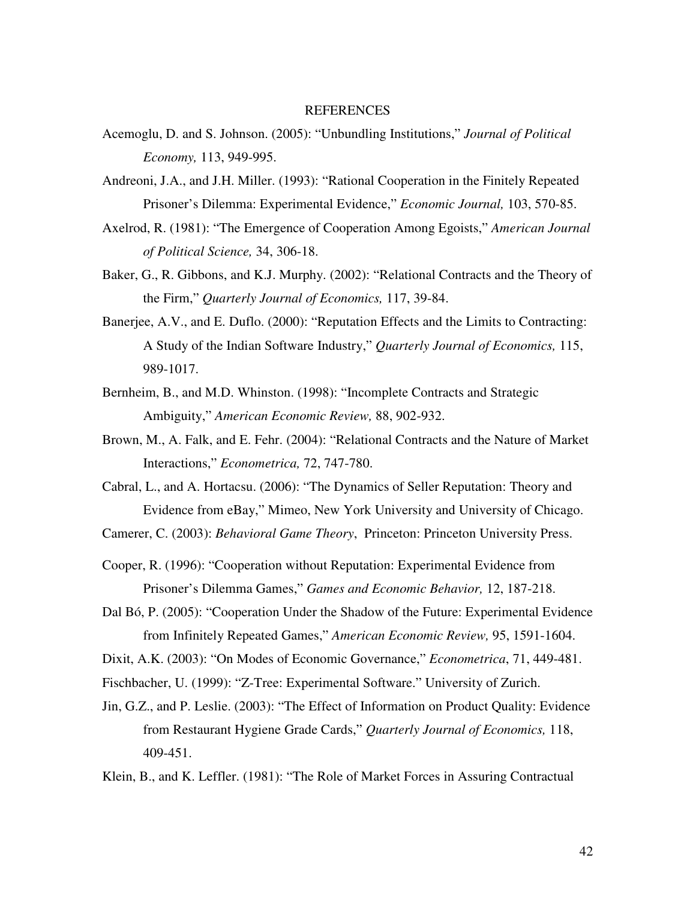# REFERENCES

Acemoglu, D. and S. Johnson. (2005): "Unbundling Institutions," *Journal of Political Economy,* 113, 949-995.

Andreoni, J.A., and J.H. Miller. (1993): "Rational Cooperation in the Finitely Repeated Prisoner's Dilemma: Experimental Evidence," *Economic Journal,* 103, 570-85.

Axelrod, R. (1981): "The Emergence of Cooperation Among Egoists," *American Journal of Political Science,* 34, 306-18.

Baker, G., R. Gibbons, and K.J. Murphy. (2002): "Relational Contracts and the Theory of the Firm," *Quarterly Journal of Economics,* 117, 39-84.

Banerjee, A.V., and E. Duflo. (2000): "Reputation Effects and the Limits to Contracting: A Study of the Indian Software Industry," *Quarterly Journal of Economics,* 115, 989-1017.

Bernheim, B., and M.D. Whinston. (1998): "Incomplete Contracts and Strategic Ambiguity," *American Economic Review,* 88, 902-932.

Brown, M., A. Falk, and E. Fehr. (2004): "Relational Contracts and the Nature of Market Interactions," *Econometrica,* 72, 747-780.

Cabral, L., and A. Hortacsu. (2006): "The Dynamics of Seller Reputation: Theory and Evidence from eBay," Mimeo, New York University and University of Chicago.

Camerer, C. (2003): *Behavioral Game Theory*, Princeton: Princeton University Press.

Cooper, R. (1996): "Cooperation without Reputation: Experimental Evidence from Prisoner's Dilemma Games," *Games and Economic Behavior,* 12, 187-218.

Dal Bó, P. (2005): "Cooperation Under the Shadow of the Future: Experimental Evidence from Infinitely Repeated Games," *American Economic Review,* 95, 1591-1604.

Dixit, A.K. (2003): "On Modes of Economic Governance," *Econometrica*, 71, 449-481.

Fischbacher, U. (1999): "Z-Tree: Experimental Software." University of Zurich.

Jin, G.Z., and P. Leslie. (2003): "The Effect of Information on Product Quality: Evidence from Restaurant Hygiene Grade Cards," *Quarterly Journal of Economics,* 118, 409-451.

Klein, B., and K. Leffler. (1981): "The Role of Market Forces in Assuring Contractual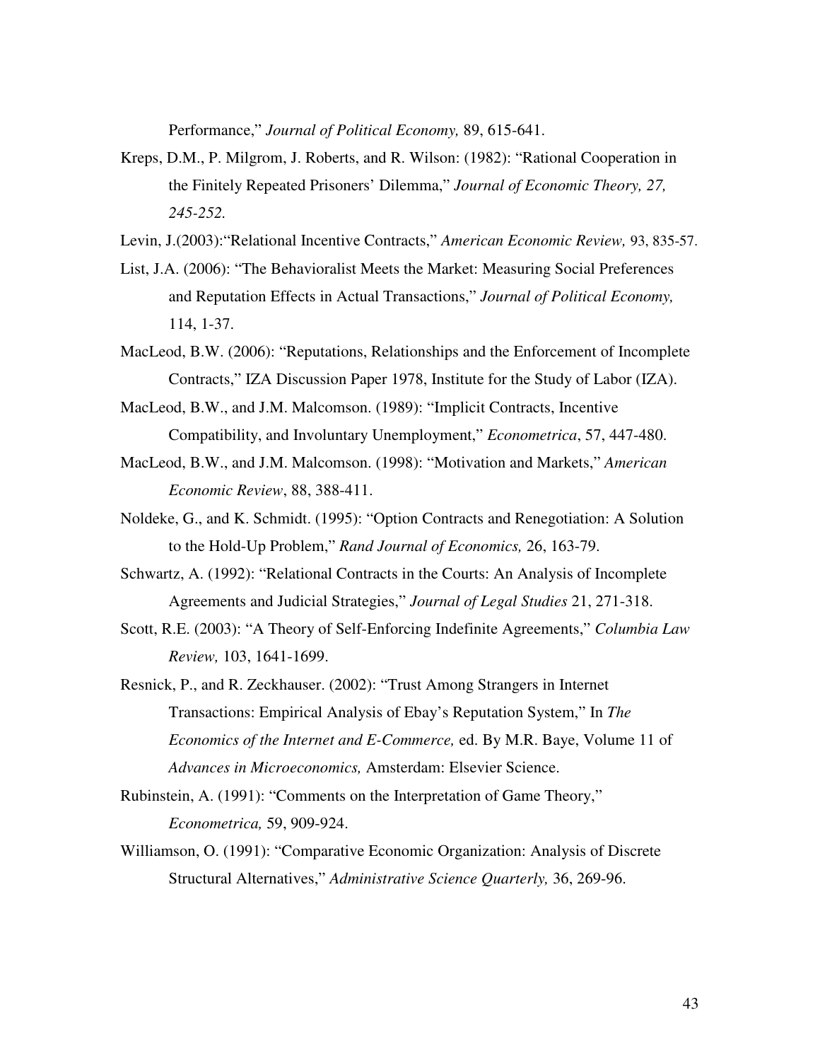Performance," *Journal of Political Economy,* 89, 615-641.

Kreps, D.M., P. Milgrom, J. Roberts, and R. Wilson: (1982): "Rational Cooperation in the Finitely Repeated Prisoners' Dilemma," *Journal of Economic Theory, 27, 245-252.*

Levin, J.(2003):"Relational Incentive Contracts," *American Economic Review,* 93, 835-57.

List, J.A. (2006): "The Behavioralist Meets the Market: Measuring Social Preferences and Reputation Effects in Actual Transactions," *Journal of Political Economy,* 114, 1-37.

MacLeod, B.W. (2006): "Reputations, Relationships and the Enforcement of Incomplete Contracts," IZA Discussion Paper 1978, Institute for the Study of Labor (IZA).

MacLeod, B.W., and J.M. Malcomson. (1989): "Implicit Contracts, Incentive Compatibility, and Involuntary Unemployment," *Econometrica*, 57, 447-480.

MacLeod, B.W., and J.M. Malcomson. (1998): "Motivation and Markets," *American Economic Review*, 88, 388-411.

Noldeke, G., and K. Schmidt. (1995): "Option Contracts and Renegotiation: A Solution to the Hold-Up Problem," *Rand Journal of Economics,* 26, 163-79.

Schwartz, A. (1992): "Relational Contracts in the Courts: An Analysis of Incomplete Agreements and Judicial Strategies," *Journal of Legal Studies* 21, 271-318.

Scott, R.E. (2003): "A Theory of Self-Enforcing Indefinite Agreements," *Columbia Law Review,* 103, 1641-1699.

Resnick, P., and R. Zeckhauser. (2002): "Trust Among Strangers in Internet Transactions: Empirical Analysis of Ebay's Reputation System," In *The Economics of the Internet and E-Commerce,* ed. By M.R. Baye, Volume 11 of *Advances in Microeconomics,* Amsterdam: Elsevier Science.

Rubinstein, A. (1991): "Comments on the Interpretation of Game Theory," *Econometrica,* 59, 909-924.

Williamson, O. (1991): "Comparative Economic Organization: Analysis of Discrete Structural Alternatives," *Administrative Science Quarterly,* 36, 269-96.